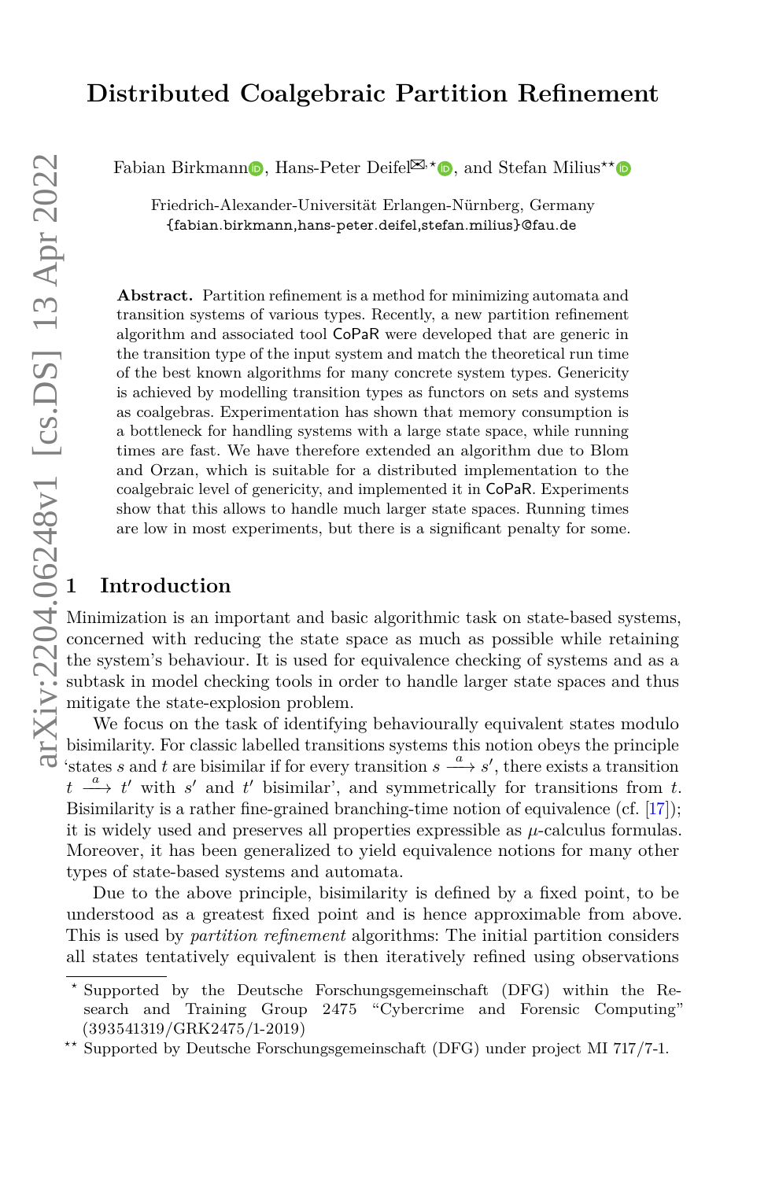# Distributed Coalgebraic Partition Refinement

Fabian Birkmann, Hans-Peter Deifel✉,[⋆], and Stefan Milius[⋆⋆]

Friedrich-Alexander-Universität Erlangen-Nürnberg, Germany
{fabian.birkmann,hans-peter.deifel,stefan.milius}@fau.de

**Abstract.** Partition refinement is a method for minimizing automata and transition systems of various types. Recently, a new partition refinement algorithm and associated tool CoPaR were developed that are generic in the transition type of the input system and match the theoretical run time of the best known algorithms for many concrete system types. Genericity is achieved by modelling transition types as functors on sets and systems as coalgebras. Experimentation has shown that memory consumption is a bottleneck for handling systems with a large state space, while running times are fast. We have therefore extended an algorithm due to Blom and Orzan, which is suitable for a distributed implementation to the coalgebraic level of genericity, and implemented it in CoPaR. Experiments show that this allows to handle much larger state spaces. Running times are low in most experiments, but there is a significant penalty for some.

## 1 Introduction

Minimization is an important and basic algorithmic task on state-based systems, concerned with reducing the state space as much as possible while retaining the system's behaviour. It is used for equivalence checking of systems and as a subtask in model checking tools in order to handle larger state spaces and thus mitigate the state-explosion problem.

We focus on the task of identifying behaviourally equivalent states modulo bisimilarity. For classic labelled transitions systems this notion obeys the principle 'states $s$ and $t$ are bisimilar if for every transition $s \xrightarrow{a} s'$, there exists a transition $t \xrightarrow{a} t'$ with $s'$ and $t'$ bisimilar', and symmetrically for transitions from $t$. Bisimilarity is a rather fine-grained branching-time notion of equivalence (cf. [17]); it is widely used and preserves all properties expressible as $\mu$-calculus formulas. Moreover, it has been generalized to yield equivalence notions for many other types of state-based systems and automata.

Due to the above principle, bisimilarity is defined by a fixed point, to be understood as a greatest fixed point and is hence approximable from above. This is used by *partition refinement* algorithms: The initial partition considers all states tentatively equivalent is then iteratively refined using observations

[⋆] Supported by the Deutsche Forschungsgemeinschaft (DFG) within the Research and Training Group 2475 "Cybercrime and Forensic Computing" (393541319/GRK2475/1-2019)

[⋆⋆] Supported by Deutsche Forschungsgemeinschaft (DFG) under project MI 717/7-1.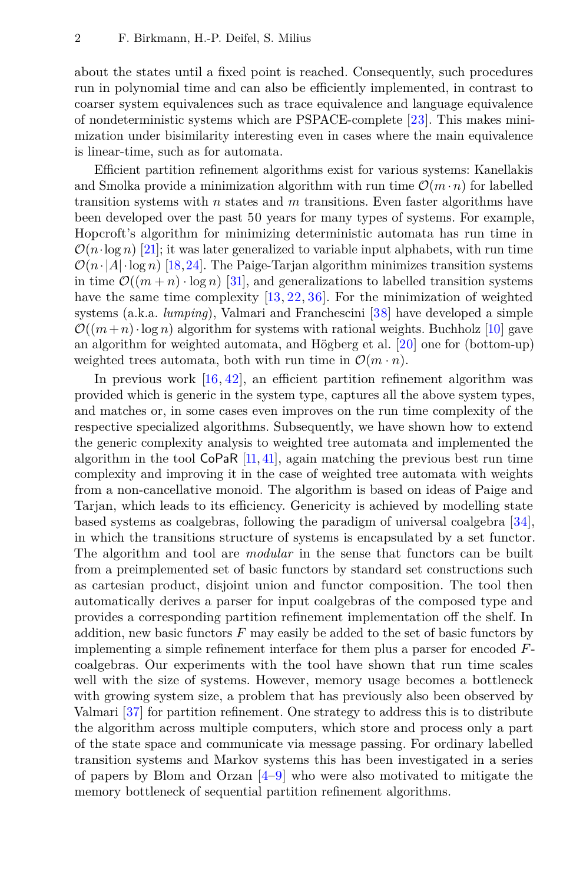about the states until a fixed point is reached. Consequently, such procedures run in polynomial time and can also be efficiently implemented, in contrast to coarser system equivalences such as trace equivalence and language equivalence of nondeterministic systems which are PSPACE-complete [23]. This makes minimization under bisimilarity interesting even in cases where the main equivalence is linear-time, such as for automata.

Efficient partition refinement algorithms exist for various systems: Kanellakis and Smolka provide a minimization algorithm with run time $\mathcal{O}(m \cdot n)$ for labelled transition systems with $n$ states and $m$ transitions. Even faster algorithms have been developed over the past 50 years for many types of systems. For example, Hopcroft's algorithm for minimizing deterministic automata has run time in $\mathcal{O}(n \cdot \log n)$ [21]; it was later generalized to variable input alphabets, with run time $\mathcal{O}(n \cdot |A| \cdot \log n)$ [18,24]. The Paige-Tarjan algorithm minimizes transition systems in time $\mathcal{O}((m+n) \cdot \log n)$ [31], and generalizations to labelled transition systems have the same time complexity [13, 22, 36]. For the minimization of weighted systems (a.k.a. *lumping*), Valmari and Franchescini [38] have developed a simple $\mathcal{O}((m+n) \cdot \log n)$ algorithm for systems with rational weights. Buchholz [10] gave an algorithm for weighted automata, and Högberg et al. [20] one for (bottom-up) weighted trees automata, both with run time in $\mathcal{O}(m \cdot n)$.

In previous work [16, 42], an efficient partition refinement algorithm was provided which is generic in the system type, captures all the above system types, and matches or, in some cases even improves on the run time complexity of the respective specialized algorithms. Subsequently, we have shown how to extend the generic complexity analysis to weighted tree automata and implemented the algorithm in the tool CoPaR [11, 41], again matching the previous best run time complexity and improving it in the case of weighted tree automata with weights from a non-cancellative monoid. The algorithm is based on ideas of Paige and Tarjan, which leads to its efficiency. Genericity is achieved by modelling state based systems as coalgebras, following the paradigm of universal coalgebra [34], in which the transitions structure of systems is encapsulated by a set functor. The algorithm and tool are *modular* in the sense that functors can be built from a preimplemented set of basic functors by standard set constructions such as cartesian product, disjoint union and functor composition. The tool then automatically derives a parser for input coalgebras of the composed type and provides a corresponding partition refinement implementation off the shelf. In addition, new basic functors $F$ may easily be added to the set of basic functors by implementing a simple refinement interface for them plus a parser for encoded $F$-coalgebras. Our experiments with the tool have shown that run time scales well with the size of systems. However, memory usage becomes a bottleneck with growing system size, a problem that has previously also been observed by Valmari [37] for partition refinement. One strategy to address this is to distribute the algorithm across multiple computers, which store and process only a part of the state space and communicate via message passing. For ordinary labelled transition systems and Markov systems this has been investigated in a series of papers by Blom and Orzan [4–9] who were also motivated to mitigate the memory bottleneck of sequential partition refinement algorithms.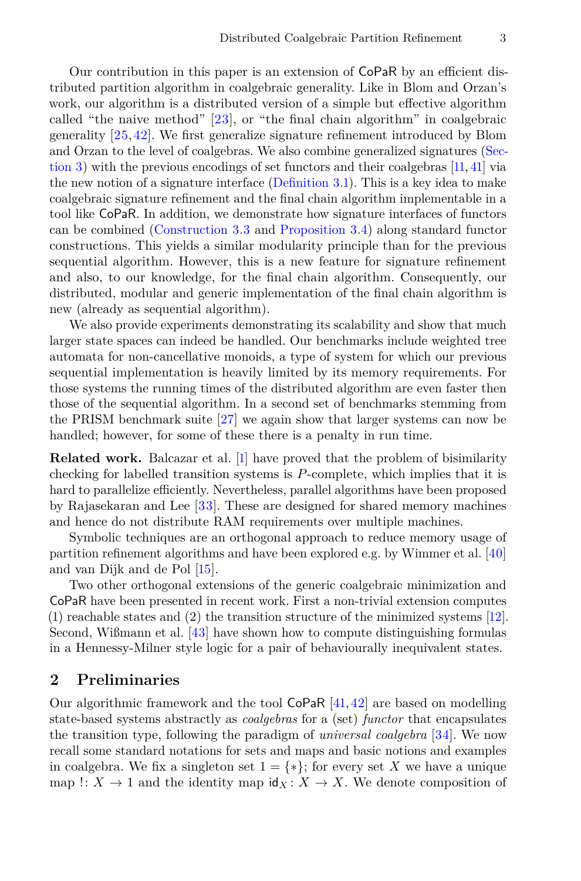Our contribution in this paper is an extension of CoPaR by an efficient distributed partition algorithm in coalgebraic generality. Like in Blom and Orzan's work, our algorithm is a distributed version of a simple but effective algorithm called "the naive method" [23], or "the final chain algorithm" in coalgebraic generality [25,42]. We first generalize signature refinement introduced by Blom and Orzan to the level of coalgebras. We also combine generalized signatures (Section 3) with the previous encodings of set functors and their coalgebras [11,41] via the new notion of a signature interface (Definition 3.1). This is a key idea to make coalgebraic signature refinement and the final chain algorithm implementable in a tool like CoPaR. In addition, we demonstrate how signature interfaces of functors can be combined (Construction 3.3 and Proposition 3.4) along standard functor constructions. This yields a similar modularity principle than for the previous sequential algorithm. However, this is a new feature for signature refinement and also, to our knowledge, for the final chain algorithm. Consequently, our distributed, modular and generic implementation of the final chain algorithm is new (already as sequential algorithm).

We also provide experiments demonstrating its scalability and show that much larger state spaces can indeed be handled. Our benchmarks include weighted tree automata for non-cancellative monoids, a type of system for which our previous sequential implementation is heavily limited by its memory requirements. For those systems the running times of the distributed algorithm are even faster then those of the sequential algorithm. In a second set of benchmarks stemming from the PRISM benchmark suite [27] we again show that larger systems can now be handled; however, for some of these there is a penalty in run time.

**Related work.** Balcazar et al. [1] have proved that the problem of bisimilarity checking for labelled transition systems is $P$-complete, which implies that it is hard to parallelize efficiently. Nevertheless, parallel algorithms have been proposed by Rajasekaran and Lee [33]. These are designed for shared memory machines and hence do not distribute RAM requirements over multiple machines.

Symbolic techniques are an orthogonal approach to reduce memory usage of partition refinement algorithms and have been explored e.g. by Wimmer et al. [40] and van Dijk and de Pol [15].

Two other orthogonal extensions of the generic coalgebraic minimization and CoPaR have been presented in recent work. First a non-trivial extension computes (1) reachable states and (2) the transition structure of the minimized systems [12]. Second, Wißmann et al. [43] have shown how to compute distinguishing formulas in a Hennessy-Milner style logic for a pair of behaviourally inequivalent states.

## 2 Preliminaries

Our algorithmic framework and the tool CoPaR [41,42] are based on modelling state-based systems abstractly as *coalgebras* for a (set) *functor* that encapsulates the transition type, following the paradigm of *universal coalgebra* [34]. We now recall some standard notations for sets and maps and basic notions and examples in coalgebra. We fix a singleton set $1 = \{*\}$; for every set $X$ we have a unique map $!\colon X \to 1$ and the identity map $\mathsf{id}_X\colon X \to X$. We denote composition of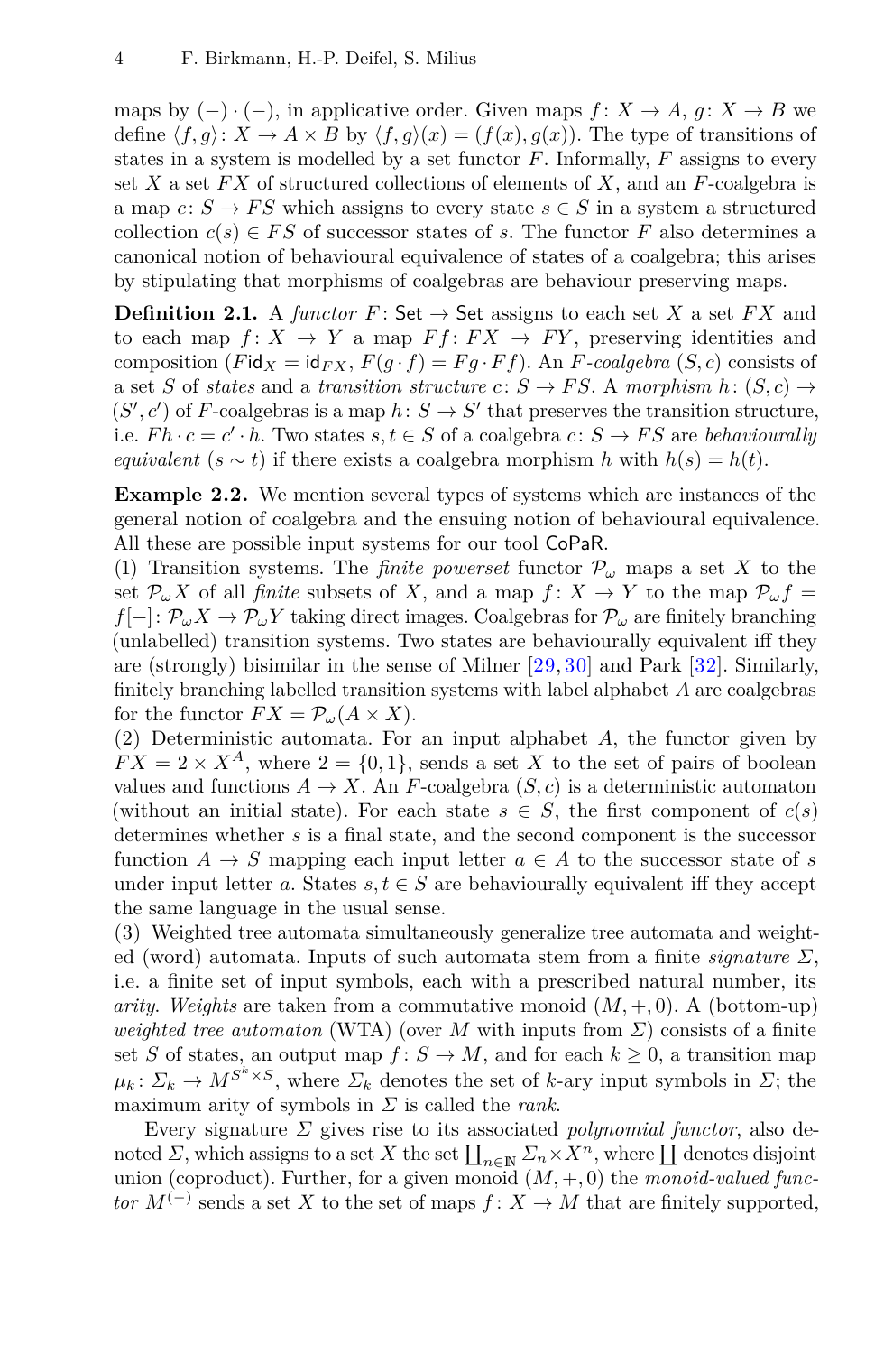maps by $(-) \cdot (-)$, in applicative order. Given maps $f\colon X \to A$, $g\colon X \to B$ we define $\langle f, g\rangle\colon X \to A \times B$ by $\langle f, g\rangle(x) = (f(x), g(x))$. The type of transitions of states in a system is modelled by a set functor $F$. Informally, $F$ assigns to every set $X$ a set $FX$ of structured collections of elements of $X$, and an $F$-coalgebra is a map $c\colon S \to FS$ which assigns to every state $s \in S$ in a system a structured collection $c(s) \in FS$ of successor states of $s$. The functor $F$ also determines a canonical notion of behavioural equivalence of states of a coalgebra; this arises by stipulating that morphisms of coalgebras are behaviour preserving maps.

**Definition 2.1.** A *functor* $F\colon \mathsf{Set} \to \mathsf{Set}$ assigns to each set $X$ a set $FX$ and to each map $f\colon X \to Y$ a map $Ff\colon FX \to FY$, preserving identities and composition ($F\mathsf{id}_X = \mathsf{id}_{FX}$, $F(g \cdot f) = Fg \cdot Ff$). An *$F$-coalgebra* $(S, c)$ consists of a set $S$ of *states* and a *transition structure* $c\colon S \to FS$. A *morphism* $h\colon (S, c) \to (S', c')$ of $F$-coalgebras is a map $h\colon S \to S'$ that preserves the transition structure, i.e. $Fh \cdot c = c' \cdot h$. Two states $s, t \in S$ of a coalgebra $c\colon S \to FS$ are *behaviourally equivalent* ($s \sim t$) if there exists a coalgebra morphism $h$ with $h(s) = h(t)$.

**Example 2.2.** We mention several types of systems which are instances of the general notion of coalgebra and the ensuing notion of behavioural equivalence. All these are possible input systems for our tool CoPaR.

(1) Transition systems. The *finite powerset* functor $\mathcal{P}_\omega$ maps a set $X$ to the set $\mathcal{P}_\omega X$ of all *finite* subsets of $X$, and a map $f\colon X \to Y$ to the map $\mathcal{P}_\omega f = f[-]\colon \mathcal{P}_\omega X \to \mathcal{P}_\omega Y$ taking direct images. Coalgebras for $\mathcal{P}_\omega$ are finitely branching (unlabelled) transition systems. Two states are behaviourally equivalent iff they are (strongly) bisimilar in the sense of Milner [29, 30] and Park [32]. Similarly, finitely branching labelled transition systems with label alphabet $A$ are coalgebras for the functor $FX = \mathcal{P}_\omega(A \times X)$.

(2) Deterministic automata. For an input alphabet $A$, the functor given by $FX = 2 \times X^A$, where $2 = \{0, 1\}$, sends a set $X$ to the set of pairs of boolean values and functions $A \to X$. An $F$-coalgebra $(S, c)$ is a deterministic automaton (without an initial state). For each state $s \in S$, the first component of $c(s)$ determines whether $s$ is a final state, and the second component is the successor function $A \to S$ mapping each input letter $a \in A$ to the successor state of $s$ under input letter $a$. States $s, t \in S$ are behaviourally equivalent iff they accept the same language in the usual sense.

(3) Weighted tree automata simultaneously generalize tree automata and weighted (word) automata. Inputs of such automata stem from a finite *signature* $\Sigma$, i.e. a finite set of input symbols, each with a prescribed natural number, its *arity*. *Weights* are taken from a commutative monoid $(M, +, 0)$. A (bottom-up) *weighted tree automaton* (WTA) (over $M$ with inputs from $\Sigma$) consists of a finite set $S$ of states, an output map $f\colon S \to M$, and for each $k \geq 0$, a transition map $\mu_k\colon \Sigma_k \to M^{S^k \times S}$, where $\Sigma_k$ denotes the set of $k$-ary input symbols in $\Sigma$; the maximum arity of symbols in $\Sigma$ is called the *rank*.

Every signature $\Sigma$ gives rise to its associated *polynomial functor*, also denoted $\Sigma$, which assigns to a set $X$ the set $\coprod_{n \in \mathbb{N}} \Sigma_n \times X^n$, where $\coprod$ denotes disjoint union (coproduct). Further, for a given monoid $(M, +, 0)$ the *monoid-valued functor* $M^{(-)}$ sends a set $X$ to the set of maps $f\colon X \to M$ that are finitely supported,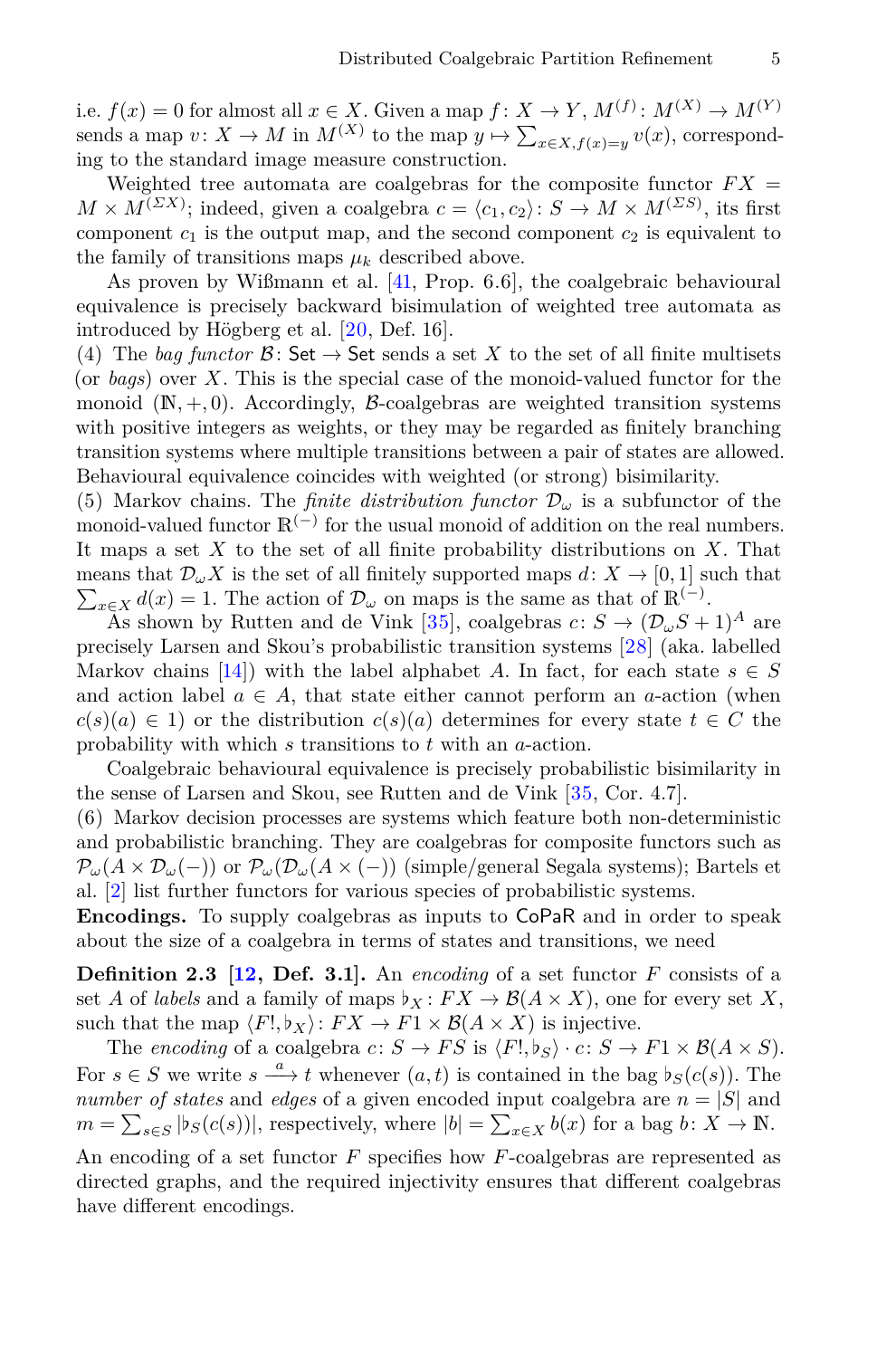i.e. $f(x) = 0$ for almost all $x \in X$. Given a map $f\colon X \to Y$, $M^{(f)}\colon M^{(X)} \to M^{(Y)}$ sends a map $v\colon X \to M$ in $M^{(X)}$ to the map $y \mapsto \sum_{x\in X, f(x)=y} v(x)$, corresponding to the standard image measure construction.

Weighted tree automata are coalgebras for the composite functor $FX = M \times M^{(\Sigma X)}$; indeed, given a coalgebra $c = \langle c_1, c_2\rangle\colon S \to M \times M^{(\Sigma S)}$, its first component $c_1$ is the output map, and the second component $c_2$ is equivalent to the family of transitions maps $\mu_k$ described above.

As proven by Wißmann et al. [41, Prop. 6.6], the coalgebraic behavioural equivalence is precisely backward bisimulation of weighted tree automata as introduced by Högberg et al. [20, Def. 16].

(4) The *bag functor* $\mathcal{B}\colon \mathsf{Set} \to \mathsf{Set}$ sends a set $X$ to the set of all finite multisets (or *bags*) over $X$. This is the special case of the monoid-valued functor for the monoid $(\mathbb{N}, +, 0)$. Accordingly, $\mathcal{B}$-coalgebras are weighted transition systems with positive integers as weights, or they may be regarded as finitely branching transition systems where multiple transitions between a pair of states are allowed. Behavioural equivalence coincides with weighted (or strong) bisimilarity.

(5) Markov chains. The *finite distribution functor* $\mathcal{D}_\omega$ is a subfunctor of the monoid-valued functor $\mathbb{R}^{(-)}$ for the usual monoid of addition on the real numbers. It maps a set $X$ to the set of all finite probability distributions on $X$. That means that $\mathcal{D}_\omega X$ is the set of all finitely supported maps $d\colon X \to [0,1]$ such that $\sum_{x\in X} d(x) = 1$. The action of $\mathcal{D}_\omega$ on maps is the same as that of $\mathbb{R}^{(-)}$.

As shown by Rutten and de Vink [35], coalgebras $c\colon S \to (\mathcal{D}_\omega S + 1)^A$ are precisely Larsen and Skou's probabilistic transition systems [28] (aka. labelled Markov chains [14]) with the label alphabet $A$. In fact, for each state $s \in S$ and action label $a \in A$, that state either cannot perform an $a$-action (when $c(s)(a) \in 1$) or the distribution $c(s)(a)$ determines for every state $t \in C$ the probability with which $s$ transitions to $t$ with an $a$-action.

Coalgebraic behavioural equivalence is precisely probabilistic bisimilarity in the sense of Larsen and Skou, see Rutten and de Vink [35, Cor. 4.7].

(6) Markov decision processes are systems which feature both non-deterministic and probabilistic branching. They are coalgebras for composite functors such as $\mathcal{P}_\omega(A \times \mathcal{D}_\omega(-))$ or $\mathcal{P}_\omega(\mathcal{D}_\omega(A \times (-))$ (simple/general Segala systems); Bartels et al. [2] list further functors for various species of probabilistic systems.

**Encodings.** To supply coalgebras as inputs to CoPaR and in order to speak about the size of a coalgebra in terms of states and transitions, we need

**Definition 2.3 [12, Def. 3.1].** An *encoding* of a set functor $F$ consists of a set $A$ of *labels* and a family of maps $\flat_X\colon FX \to \mathcal{B}(A \times X)$, one for every set $X$, such that the map $\langle F!, \flat_X\rangle\colon FX \to F1 \times \mathcal{B}(A \times X)$ is injective.

The *encoding* of a coalgebra $c\colon S \to FS$ is $\langle F!, \flat_S\rangle \cdot c\colon S \to F1 \times \mathcal{B}(A \times S)$. For $s \in S$ we write $s \xrightarrow{a} t$ whenever $(a, t)$ is contained in the bag $\flat_S(c(s))$. The *number of states* and *edges* of a given encoded input coalgebra are $n = |S|$ and $m = \sum_{s\in S} |\flat_S(c(s))|$, respectively, where $|b| = \sum_{x\in X} b(x)$ for a bag $b\colon X \to \mathbb{N}$.

An encoding of a set functor $F$ specifies how $F$-coalgebras are represented as directed graphs, and the required injectivity ensures that different coalgebras have different encodings.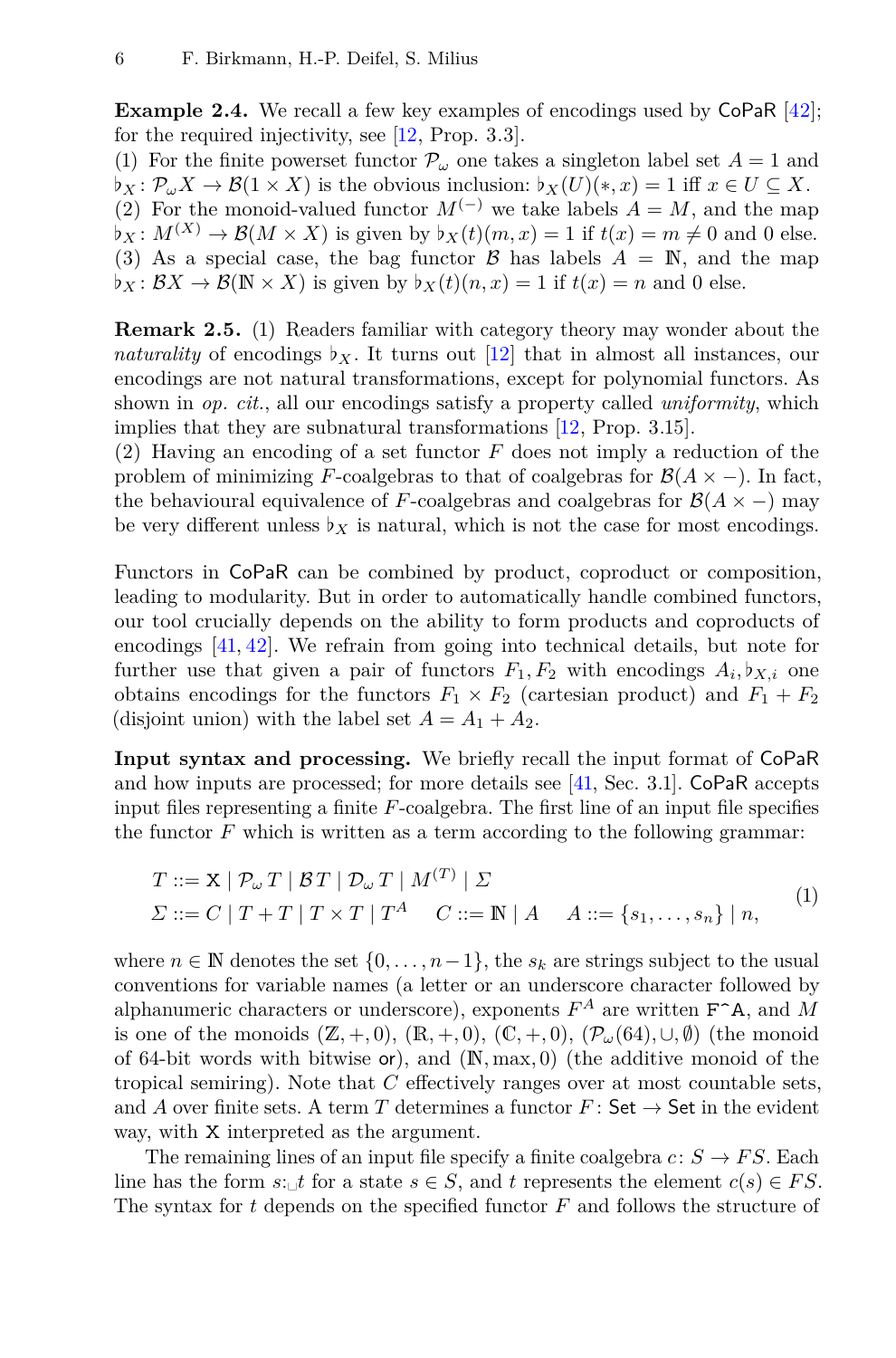**Example 2.4.** We recall a few key examples of encodings used by CoPaR [42]; for the required injectivity, see [12, Prop. 3.3].
(1) For the finite powerset functor $\mathcal{P}_\omega$ one takes a singleton label set $A = 1$ and $\flat_X : \mathcal{P}_\omega X \to \mathcal{B}(1 \times X)$ is the obvious inclusion: $\flat_X(U)(*, x) = 1$ iff $x \in U \subseteq X$.
(2) For the monoid-valued functor $M^{(-)}$ we take labels $A = M$, and the map $\flat_X : M^{(X)} \to \mathcal{B}(M \times X)$ is given by $\flat_X(t)(m, x) = 1$ if $t(x) = m \neq 0$ and 0 else.
(3) As a special case, the bag functor $\mathcal{B}$ has labels $A = \mathbb{N}$, and the map $\flat_X : \mathcal{B}X \to \mathcal{B}(\mathbb{N} \times X)$ is given by $\flat_X(t)(n, x) = 1$ if $t(x) = n$ and 0 else.

**Remark 2.5.** (1) Readers familiar with category theory may wonder about the *naturality* of encodings $\flat_X$. It turns out [12] that in almost all instances, our encodings are not natural transformations, except for polynomial functors. As shown in *op. cit.*, all our encodings satisfy a property called *uniformity*, which implies that they are subnatural transformations [12, Prop. 3.15].
(2) Having an encoding of a set functor $F$ does not imply a reduction of the problem of minimizing $F$-coalgebras to that of coalgebras for $\mathcal{B}(A \times -)$. In fact, the behavioural equivalence of $F$-coalgebras and coalgebras for $\mathcal{B}(A \times -)$ may be very different unless $\flat_X$ is natural, which is not the case for most encodings.

Functors in CoPaR can be combined by product, coproduct or composition, leading to modularity. But in order to automatically handle combined functors, our tool crucially depends on the ability to form products and coproducts of encodings [41, 42]. We refrain from going into technical details, but note for further use that given a pair of functors $F_1, F_2$ with encodings $A_i, \flat_{X,i}$ one obtains encodings for the functors $F_1 \times F_2$ (cartesian product) and $F_1 + F_2$ (disjoint union) with the label set $A = A_1 + A_2$.

**Input syntax and processing.** We briefly recall the input format of CoPaR and how inputs are processed; for more details see [41, Sec. 3.1]. CoPaR accepts input files representing a finite $F$-coalgebra. The first line of an input file specifies the functor $F$ which is written as a term according to the following grammar:

$$
\begin{aligned}
T &::= \mathsf{X} \mid \mathcal{P}_\omega\, T \mid \mathcal{B}T \mid \mathcal{D}_\omega\, T \mid M^{(T)} \mid \Sigma \\
\Sigma &::= C \mid T + T \mid T \times T \mid T^A \qquad C ::= \mathbb{N} \mid A \qquad A ::= \{s_1, \dots, s_n\} \mid n,
\end{aligned}
\tag{1}
$$

where $n \in \mathbb{N}$ denotes the set $\{0, \dots, n-1\}$, the $s_k$ are strings subject to the usual conventions for variable names (a letter or an underscore character followed by alphanumeric characters or underscore), exponents $F^A$ are written `F^A`, and $M$ is one of the monoids $(\mathbb{Z}, +, 0)$, $(\mathbb{R}, +, 0)$, $(\mathbb{C}, +, 0)$, $(\mathcal{P}_\omega(64), \cup, \emptyset)$ (the monoid of 64-bit words with bitwise $\mathsf{or}$), and $(\mathbb{N}, \max, 0)$ (the additive monoid of the tropical semiring). Note that $C$ effectively ranges over at most countable sets, and $A$ over finite sets. A term $T$ determines a functor $F : \mathsf{Set} \to \mathsf{Set}$ in the evident way, with $\mathsf{X}$ interpreted as the argument.

The remaining lines of an input file specify a finite coalgebra $c : S \to FS$. Each line has the form `s:␣t` for a state $s \in S$, and $t$ represents the element $c(s) \in FS$. The syntax for $t$ depends on the specified functor $F$ and follows the structure of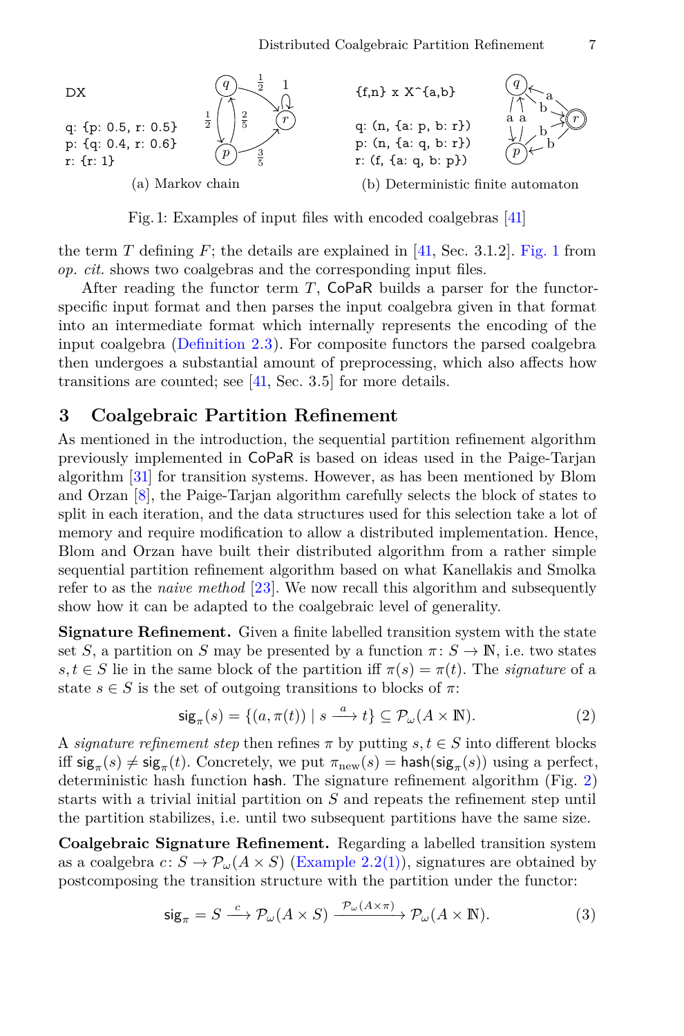```
DX

q: {p: 0.5, r: 0.5}
p: {q: 0.4, r: 0.6}
r: {r: 1}
```

(a) Markov chain

```
{f,n} x X^{a,b}

q: (n, {a: p, b: r})
p: (n, {a: q, b: r})
r: (f, {a: q, b: p})
```

(b) Deterministic finite automaton

Fig. 1: Examples of input files with encoded coalgebras [41]

the term $T$ defining $F$; the details are explained in [41, Sec. 3.1.2]. Fig. 1 from *op. cit.* shows two coalgebras and the corresponding input files.

After reading the functor term $T$, CoPaR builds a parser for the functor-specific input format and then parses the input coalgebra given in that format into an intermediate format which internally represents the encoding of the input coalgebra (Definition 2.3). For composite functors the parsed coalgebra then undergoes a substantial amount of preprocessing, which also affects how transitions are counted; see [41, Sec. 3.5] for more details.

## 3 Coalgebraic Partition Refinement

As mentioned in the introduction, the sequential partition refinement algorithm previously implemented in CoPaR is based on ideas used in the Paige-Tarjan algorithm [31] for transition systems. However, as has been mentioned by Blom and Orzan [8], the Paige-Tarjan algorithm carefully selects the block of states to split in each iteration, and the data structures used for this selection take a lot of memory and require modification to allow a distributed implementation. Hence, Blom and Orzan have built their distributed algorithm from a rather simple sequential partition refinement algorithm based on what Kanellakis and Smolka refer to as the *naive method* [23]. We now recall this algorithm and subsequently show how it can be adapted to the coalgebraic level of generality.

**Signature Refinement.** Given a finite labelled transition system with the state set $S$, a partition on $S$ may be presented by a function $\pi\colon S \to \mathbb{N}$, i.e. two states $s, t \in S$ lie in the same block of the partition iff $\pi(s) = \pi(t)$. The *signature* of a state $s \in S$ is the set of outgoing transitions to blocks of $\pi$:

$$\mathsf{sig}_\pi(s) = \{(a, \pi(t)) \mid s \xrightarrow{a} t\} \subseteq \mathcal{P}_\omega(A \times \mathbb{N}). \tag{2}$$

A *signature refinement step* then refines $\pi$ by putting $s, t \in S$ into different blocks iff $\mathsf{sig}_\pi(s) \neq \mathsf{sig}_\pi(t)$. Concretely, we put $\pi_{\text{new}}(s) = \mathsf{hash}(\mathsf{sig}_\pi(s))$ using a perfect, deterministic hash function $\mathsf{hash}$. The signature refinement algorithm (Fig. 2) starts with a trivial initial partition on $S$ and repeats the refinement step until the partition stabilizes, i.e. until two subsequent partitions have the same size.

**Coalgebraic Signature Refinement.** Regarding a labelled transition system as a coalgebra $c\colon S \to \mathcal{P}_\omega(A \times S)$ (Example 2.2(1)), signatures are obtained by postcomposing the transition structure with the partition under the functor:

$$\mathsf{sig}_\pi = S \xrightarrow{c} \mathcal{P}_\omega(A \times S) \xrightarrow{\mathcal{P}_\omega(A \times \pi)} \mathcal{P}_\omega(A \times \mathbb{N}). \tag{3}$$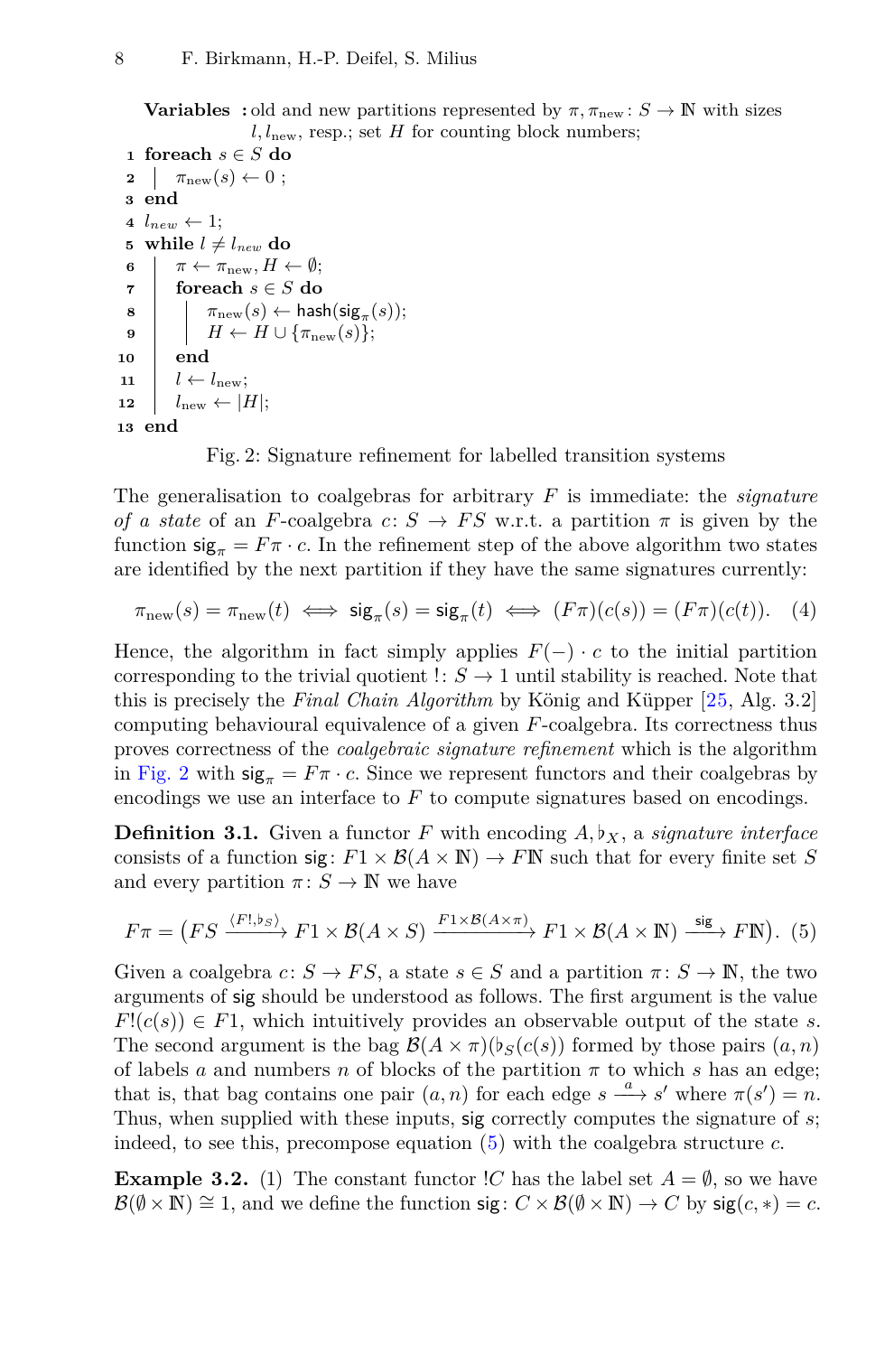```
Variables : old and new partitions represented by π, π_new : S → ℕ with sizes
            l, l_new, resp.; set H for counting block numbers;
1  foreach s ∈ S do
2  |  π_new(s) ← 0 ;
3  end
4  l_new ← 1;
5  while l ≠ l_new do
6  |  π ← π_new, H ← ∅;
7  |  foreach s ∈ S do
8  |  |  π_new(s) ← hash(sig_π(s));
9  |  |  H ← H ∪ {π_new(s)};
10 |  end
11 |  l ← l_new;
12 |  l_new ← |H|;
13 end
```

Fig. 2: Signature refinement for labelled transition systems

The generalisation to coalgebras for arbitrary $F$ is immediate: the *signature of a state* of an $F$-coalgebra $c\colon S \to FS$ w.r.t. a partition $\pi$ is given by the function $\mathsf{sig}_\pi = F\pi \cdot c$. In the refinement step of the above algorithm two states are identified by the next partition if they have the same signatures currently:

$$\pi_{\text{new}}(s) = \pi_{\text{new}}(t) \iff \mathsf{sig}_\pi(s) = \mathsf{sig}_\pi(t) \iff (F\pi)(c(s)) = (F\pi)(c(t)). \quad (4)$$

Hence, the algorithm in fact simply applies $F(-) \cdot c$ to the initial partition corresponding to the trivial quotient $!\colon S \to 1$ until stability is reached. Note that this is precisely the *Final Chain Algorithm* by König and Küpper [25, Alg. 3.2] computing behavioural equivalence of a given $F$-coalgebra. Its correctness thus proves correctness of the *coalgebraic signature refinement* which is the algorithm in Fig. 2 with $\mathsf{sig}_\pi = F\pi \cdot c$. Since we represent functors and their coalgebras by encodings we use an interface to $F$ to compute signatures based on encodings.

**Definition 3.1.** Given a functor $F$ with encoding $A, \flat_X$, a *signature interface* consists of a function $\mathsf{sig}\colon F1 \times \mathcal{B}(A \times \mathbb{N}) \to F\mathbb{N}$ such that for every finite set $S$ and every partition $\pi\colon S \to \mathbb{N}$ we have

$$F\pi = \big(FS \xrightarrow{\langle F!, \flat_S\rangle} F1 \times \mathcal{B}(A \times S) \xrightarrow{F1 \times \mathcal{B}(A \times \pi)} F1 \times \mathcal{B}(A \times \mathbb{N}) \xrightarrow{\mathsf{sig}} F\mathbb{N}\big). \quad (5)$$

Given a coalgebra $c\colon S \to FS$, a state $s \in S$ and a partition $\pi\colon S \to \mathbb{N}$, the two arguments of $\mathsf{sig}$ should be understood as follows. The first argument is the value $F!(c(s)) \in F1$, which intuitively provides an observable output of the state $s$. The second argument is the bag $\mathcal{B}(A \times \pi)(\flat_S(c(s))$ formed by those pairs $(a, n)$ of labels $a$ and numbers $n$ of blocks of the partition $\pi$ to which $s$ has an edge; that is, that bag contains one pair $(a, n)$ for each edge $s \xrightarrow{a} s'$ where $\pi(s') = n$. Thus, when supplied with these inputs, $\mathsf{sig}$ correctly computes the signature of $s$; indeed, to see this, precompose equation (5) with the coalgebra structure $c$.

**Example 3.2.** (1) The constant functor $!C$ has the label set $A = \emptyset$, so we have $\mathcal{B}(\emptyset \times \mathbb{N}) \cong 1$, and we define the function $\mathsf{sig}\colon C \times \mathcal{B}(\emptyset \times \mathbb{N}) \to C$ by $\mathsf{sig}(c, *) = c$.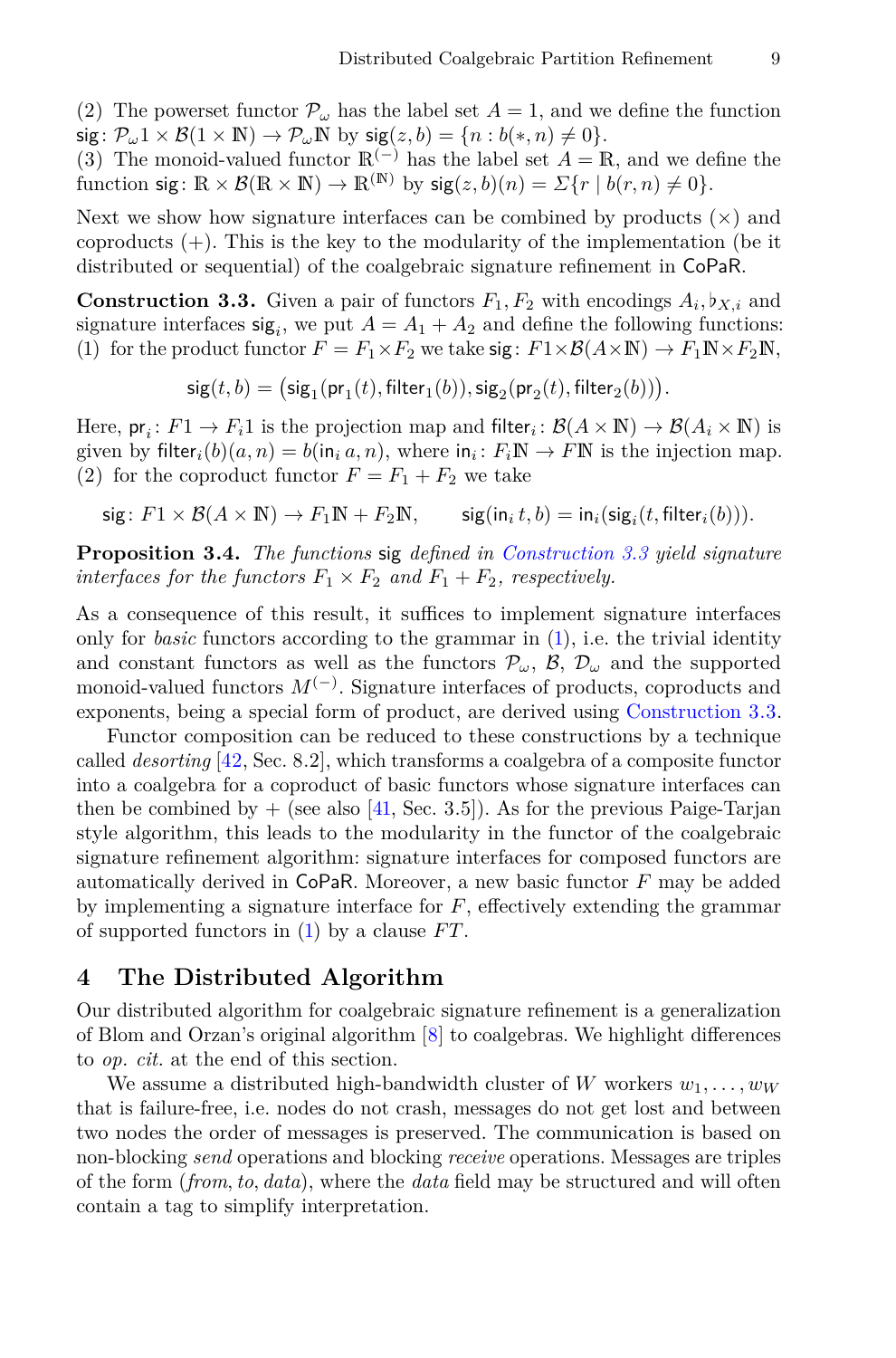(2) The powerset functor $\mathcal{P}_\omega$ has the label set $A = 1$, and we define the function $\mathsf{sig}\colon \mathcal{P}_\omega 1 \times \mathcal{B}(1 \times \mathbb{N}) \to \mathcal{P}_\omega \mathbb{N}$ by $\mathsf{sig}(z, b) = \{n : b(*, n) \neq 0\}$.
(3) The monoid-valued functor $\mathbb{R}^{(-)}$ has the label set $A = \mathbb{R}$, and we define the function $\mathsf{sig}\colon \mathbb{R} \times \mathcal{B}(\mathbb{R} \times \mathbb{N}) \to \mathbb{R}^{(\mathbb{N})}$ by $\mathsf{sig}(z, b)(n) = \Sigma\{r \mid b(r, n) \neq 0\}$.

Next we show how signature interfaces can be combined by products ($\times$) and coproducts ($+$). This is the key to the modularity of the implementation (be it distributed or sequential) of the coalgebraic signature refinement in CoPaR.

**Construction 3.3.** Given a pair of functors $F_1, F_2$ with encodings $A_i, \flat_{X,i}$ and signature interfaces $\mathsf{sig}_i$, we put $A = A_1 + A_2$ and define the following functions:
(1) for the product functor $F = F_1 \times F_2$ we take $\mathsf{sig}\colon F1 \times \mathcal{B}(A \times \mathbb{N}) \to F_1\mathbb{N} \times F_2\mathbb{N}$,

$$\mathsf{sig}(t, b) = \big(\mathsf{sig}_1(\mathsf{pr}_1(t), \mathsf{filter}_1(b)), \mathsf{sig}_2(\mathsf{pr}_2(t), \mathsf{filter}_2(b))\big).$$

Here, $\mathsf{pr}_i\colon F1 \to F_i 1$ is the projection map and $\mathsf{filter}_i\colon \mathcal{B}(A \times \mathbb{N}) \to \mathcal{B}(A_i \times \mathbb{N})$ is given by $\mathsf{filter}_i(b)(a, n) = b(\mathsf{in}_i\, a, n)$, where $\mathsf{in}_i\colon F_i\mathbb{N} \to F\mathbb{N}$ is the injection map.
(2) for the coproduct functor $F = F_1 + F_2$ we take

$$\mathsf{sig}\colon F1 \times \mathcal{B}(A \times \mathbb{N}) \to F_1\mathbb{N} + F_2\mathbb{N}, \qquad \mathsf{sig}(\mathsf{in}_i\, t, b) = \mathsf{in}_i(\mathsf{sig}_i(t, \mathsf{filter}_i(b))).$$

**Proposition 3.4.** *The functions* $\mathsf{sig}$ *defined in Construction 3.3 yield signature interfaces for the functors* $F_1 \times F_2$ *and* $F_1 + F_2$*, respectively.*

As a consequence of this result, it suffices to implement signature interfaces only for *basic* functors according to the grammar in (1), i.e. the trivial identity and constant functors as well as the functors $\mathcal{P}_\omega$, $\mathcal{B}$, $\mathcal{D}_\omega$ and the supported monoid-valued functors $M^{(-)}$. Signature interfaces of products, coproducts and exponents, being a special form of product, are derived using Construction 3.3.

Functor composition can be reduced to these constructions by a technique called *desorting* [42, Sec. 8.2], which transforms a coalgebra of a composite functor into a coalgebra for a coproduct of basic functors whose signature interfaces can then be combined by $+$ (see also [41, Sec. 3.5]). As for the previous Paige-Tarjan style algorithm, this leads to the modularity in the functor of the coalgebraic signature refinement algorithm: signature interfaces for composed functors are automatically derived in CoPaR. Moreover, a new basic functor $F$ may be added by implementing a signature interface for $F$, effectively extending the grammar of supported functors in (1) by a clause $FT$.

## 4 The Distributed Algorithm

Our distributed algorithm for coalgebraic signature refinement is a generalization of Blom and Orzan's original algorithm [8] to coalgebras. We highlight differences to *op. cit.* at the end of this section.

We assume a distributed high-bandwidth cluster of $W$ workers $w_1, \ldots, w_W$ that is failure-free, i.e. nodes do not crash, messages do not get lost and between two nodes the order of messages is preserved. The communication is based on non-blocking *send* operations and blocking *receive* operations. Messages are triples of the form (*from*, *to*, *data*), where the *data* field may be structured and will often contain a tag to simplify interpretation.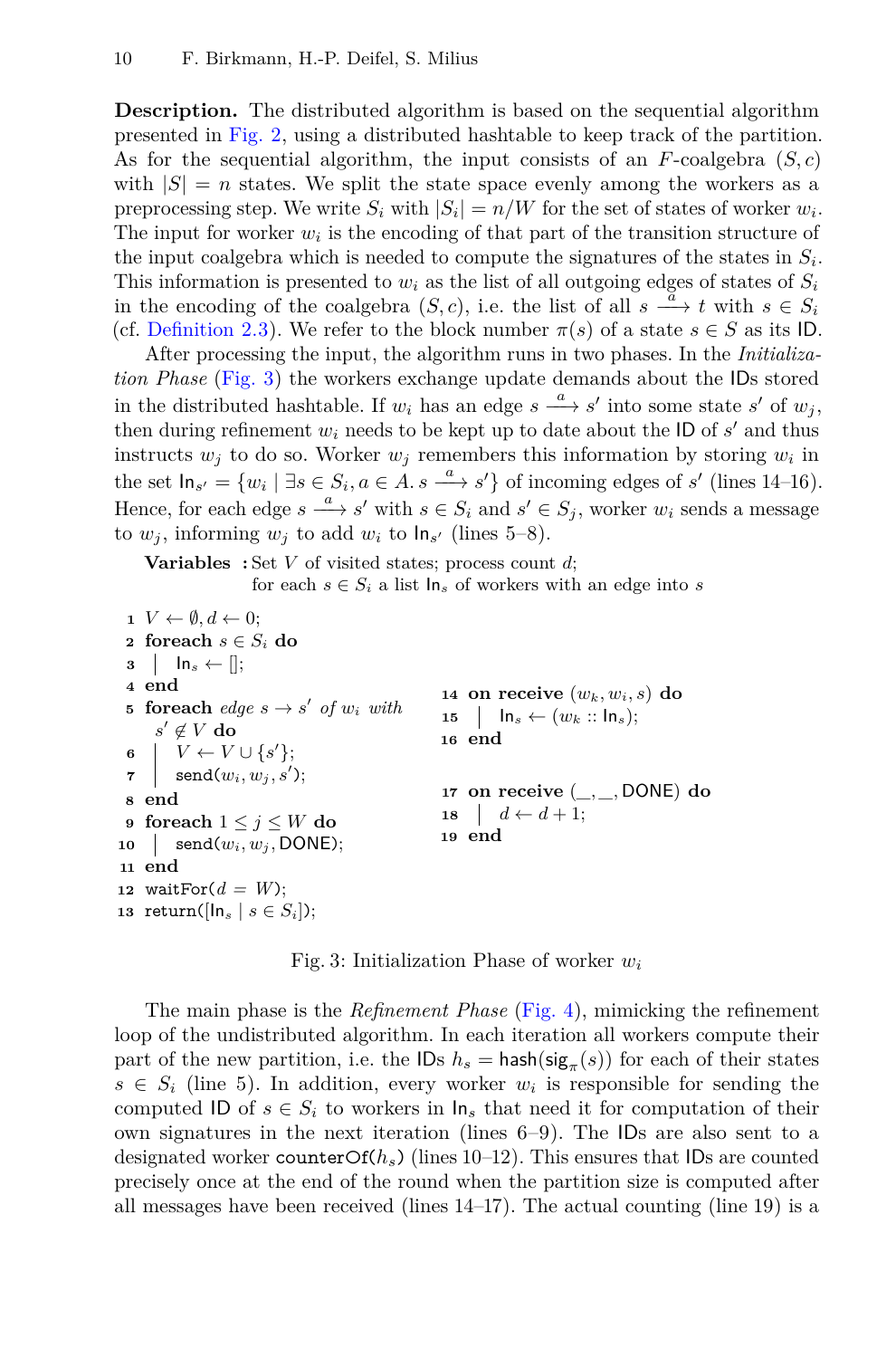**Description.** The distributed algorithm is based on the sequential algorithm presented in Fig. 2, using a distributed hashtable to keep track of the partition. As for the sequential algorithm, the input consists of an $F$-coalgebra $(S, c)$ with $|S| = n$ states. We split the state space evenly among the workers as a preprocessing step. We write $S_i$ with $|S_i| = n/W$ for the set of states of worker $w_i$. The input for worker $w_i$ is the encoding of that part of the transition structure of the input coalgebra which is needed to compute the signatures of the states in $S_i$. This information is presented to $w_i$ as the list of all outgoing edges of states of $S_i$ in the encoding of the coalgebra $(S, c)$, i.e. the list of all $s \xrightarrow{a} t$ with $s \in S_i$ (cf. Definition 2.3). We refer to the block number $\pi(s)$ of a state $s \in S$ as its $\mathsf{ID}$.

After processing the input, the algorithm runs in two phases. In the *Initialization Phase* (Fig. 3) the workers exchange update demands about the IDs stored in the distributed hashtable. If $w_i$ has an edge $s \xrightarrow{a} s'$ into some state $s'$ of $w_j$, then during refinement $w_i$ needs to be kept up to date about the ID of $s'$ and thus instructs $w_j$ to do so. Worker $w_j$ remembers this information by storing $w_i$ in the set $\mathsf{In}_{s'} = \{w_i \mid \exists s \in S_i, a \in A.\, s \xrightarrow{a} s'\}$ of incoming edges of $s'$ (lines 14–16). Hence, for each edge $s \xrightarrow{a} s'$ with $s \in S_i$ and $s' \in S_j$, worker $w_i$ sends a message to $w_j$, informing $w_j$ to add $w_i$ to $\mathsf{In}_{s'}$ (lines 5–8).

**Variables :** Set $V$ of visited states; process count $d$;
for each $s \in S_i$ a list $\mathsf{In}_s$ of workers with an edge into $s$

```
1  V ← ∅, d ← 0;
2  foreach s ∈ S_i do
3  |  In_s ← [];
4  end
5  foreach edge s → s' of w_i with s' ∉ V do
6  |  V ← V ∪ {s'};
7  |  send(w_i, w_j, s');
8  end
9  foreach 1 ≤ j ≤ W do
10 |  send(w_i, w_j, DONE);
11 end
12 waitFor(d = W);
13 return([In_s | s ∈ S_i]);

14 on receive (w_k, w_i, s) do
15 |  In_s ← (w_k :: In_s);
16 end

17 on receive (_, _, DONE) do
18 |  d ← d + 1;
19 end
```

Fig. 3: Initialization Phase of worker $w_i$

The main phase is the *Refinement Phase* (Fig. 4), mimicking the refinement loop of the undistributed algorithm. In each iteration all workers compute their part of the new partition, i.e. the IDs $h_s = \mathsf{hash}(\mathsf{sig}_\pi(s))$ for each of their states $s \in S_i$ (line 5). In addition, every worker $w_i$ is responsible for sending the computed ID of $s \in S_i$ to workers in $\mathsf{In}_s$ that need it for computation of their own signatures in the next iteration (lines 6–9). The IDs are also sent to a designated worker $\mathtt{counterOf}(h_s)$ (lines 10–12). This ensures that IDs are counted precisely once at the end of the round when the partition size is computed after all messages have been received (lines 14–17). The actual counting (line 19) is a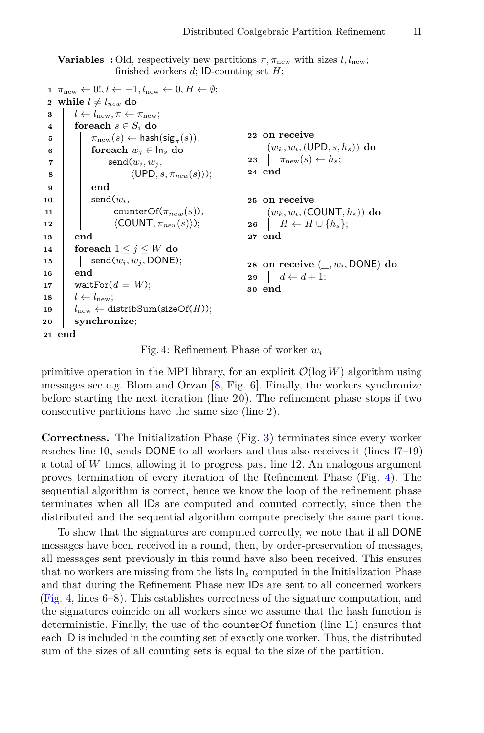**Variables :** Old, respectively new partitions $\pi, \pi_{\text{new}}$ with sizes $l, l_{\text{new}}$; finished workers $d$; ID-counting set $H$;

```
1  π_new ← 0!, l ← −1, l_new ← 0, H ← ∅;
2  while l ≠ l_new do
3  |   l ← l_new, π ← π_new;
4  |   foreach s ∈ S_i do
5  |   |   π_new(s) ← hash(sig_π(s));
6  |   |   foreach w_j ∈ In_s do
7  |   |   |   send(w_i, w_j,
8  |   |   |        ⟨UPD, s, π_new(s)⟩);
9  |   |   end
10 |   |   send(w_i,
11 |   |        counterOf(π_new(s)),
12 |   |        ⟨COUNT, π_new(s)⟩);
13 |   end
14 |   foreach 1 ≤ j ≤ W do
15 |   |   send(w_i, w_j, DONE);
16 |   end
17 |   waitFor(d = W);
18 |   l ← l_new;
19 |   l_new ← distribSum(sizeOf(H));
20 |   synchronize;
21 end

22 on receive
       (w_k, w_i, (UPD, s, h_s)) do
23 |   π_new(s) ← h_s;
24 end

25 on receive
       (w_k, w_i, (COUNT, h_s)) do
26 |   H ← H ∪ {h_s};
27 end

28 on receive (_, w_i, DONE) do
29 |   d ← d + 1;
30 end
```

Fig. 4: Refinement Phase of worker $w_i$

primitive operation in the MPI library, for an explicit $\mathcal{O}(\log W)$ algorithm using messages see e.g. Blom and Orzan [8, Fig. 6]. Finally, the workers synchronize before starting the next iteration (line 20). The refinement phase stops if two consecutive partitions have the same size (line 2).

**Correctness.** The Initialization Phase (Fig. 3) terminates since every worker reaches line 10, sends DONE to all workers and thus also receives it (lines 17–19) a total of $W$ times, allowing it to progress past line 12. An analogous argument proves termination of every iteration of the Refinement Phase (Fig. 4). The sequential algorithm is correct, hence we know the loop of the refinement phase terminates when all IDs are computed and counted correctly, since then the distributed and the sequential algorithm compute precisely the same partitions.

To show that the signatures are computed correctly, we note that if all DONE messages have been received in a round, then, by order-preservation of messages, all messages sent previously in this round have also been received. This ensures that no workers are missing from the lists $\mathsf{In}_s$ computed in the Initialization Phase and that during the Refinement Phase new IDs are sent to all concerned workers (Fig. 4, lines 6–8). This establishes correctness of the signature computation, and the signatures coincide on all workers since we assume that the hash function is deterministic. Finally, the use of the counterOf function (line 11) ensures that each ID is included in the counting set of exactly one worker. Thus, the distributed sum of the sizes of all counting sets is equal to the size of the partition.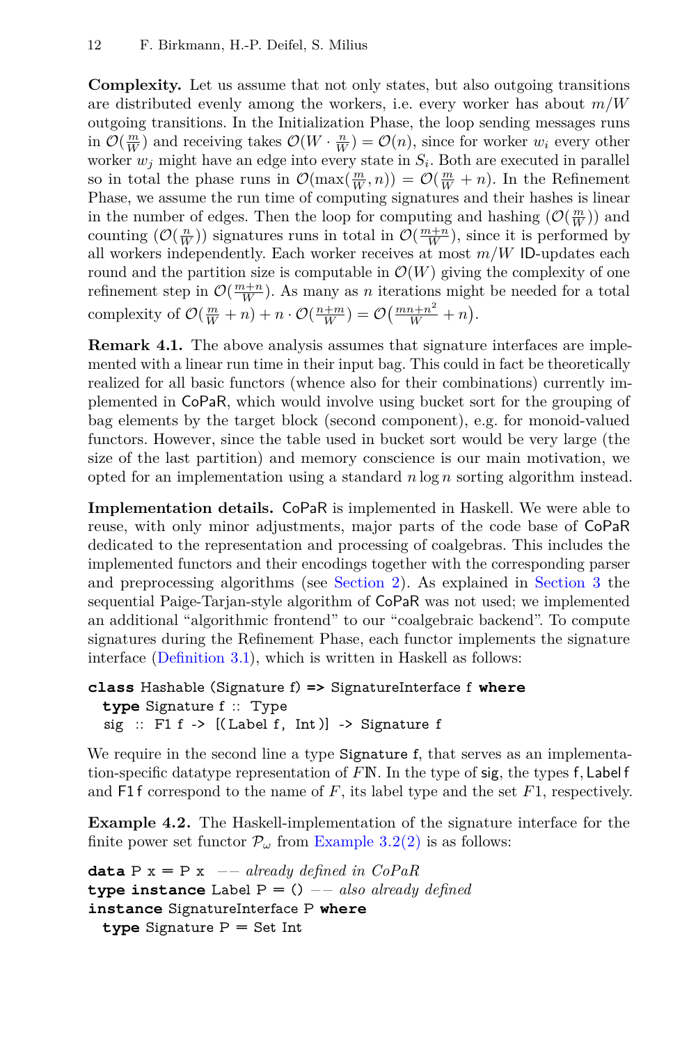**Complexity.** Let us assume that not only states, but also outgoing transitions are distributed evenly among the workers, i.e. every worker has about $m/W$ outgoing transitions. In the Initialization Phase, the loop sending messages runs in $\mathcal{O}(\frac{m}{W})$ and receiving takes $\mathcal{O}(W \cdot \frac{n}{W}) = \mathcal{O}(n)$, since for worker $w_i$ every other worker $w_j$ might have an edge into every state in $S_i$. Both are executed in parallel so in total the phase runs in $\mathcal{O}(\max(\frac{m}{W}, n)) = \mathcal{O}(\frac{m}{W} + n)$. In the Refinement Phase, we assume the run time of computing signatures and their hashes is linear in the number of edges. Then the loop for computing and hashing ($\mathcal{O}(\frac{m}{W})$) and counting ($\mathcal{O}(\frac{n}{W})$) signatures runs in total in $\mathcal{O}(\frac{m+n}{W})$, since it is performed by all workers independently. Each worker receives at most $m/W$ $\mathsf{ID}$-updates each round and the partition size is computable in $\mathcal{O}(W)$ giving the complexity of one refinement step in $\mathcal{O}(\frac{m+n}{W})$. As many as $n$ iterations might be needed for a total complexity of $\mathcal{O}(\frac{m}{W} + n) + n \cdot \mathcal{O}(\frac{n+m}{W}) = \mathcal{O}\big(\frac{mn+n^2}{W} + n\big)$.

**Remark 4.1.** The above analysis assumes that signature interfaces are implemented with a linear run time in their input bag. This could in fact be theoretically realized for all basic functors (whence also for their combinations) currently implemented in CoPaR, which would involve using bucket sort for the grouping of bag elements by the target block (second component), e.g. for monoid-valued functors. However, since the table used in bucket sort would be very large (the size of the last partition) and memory conscience is our main motivation, we opted for an implementation using a standard $n \log n$ sorting algorithm instead.

**Implementation details.** CoPaR is implemented in Haskell. We were able to reuse, with only minor adjustments, major parts of the code base of CoPaR dedicated to the representation and processing of coalgebras. This includes the implemented functors and their encodings together with the corresponding parser and preprocessing algorithms (see Section 2). As explained in Section 3 the sequential Paige-Tarjan-style algorithm of CoPaR was not used; we implemented an additional "algorithmic frontend" to our "coalgebraic backend". To compute signatures during the Refinement Phase, each functor implements the signature interface (Definition 3.1), which is written in Haskell as follows:

```
class Hashable (Signature f) => SignatureInterface f where
  type Signature f :: Type
  sig  :: F1 f -> [(Label f, Int)] -> Signature f
```

We require in the second line a type `Signature f`, that serves as an implementation-specific datatype representation of $F\mathbb{N}$. In the type of `sig`, the types `f`, `Label f` and `F1 f` correspond to the name of $F$, its label type and the set $F1$, respectively.

**Example 4.2.** The Haskell-implementation of the signature interface for the finite power set functor $\mathcal{P}_\omega$ from Example 3.2(2) is as follows:

```
data P x = P x  -- already defined in CoPaR
type instance Label P = () -- also already defined
instance SignatureInterface P where
  type Signature P = Set Int
```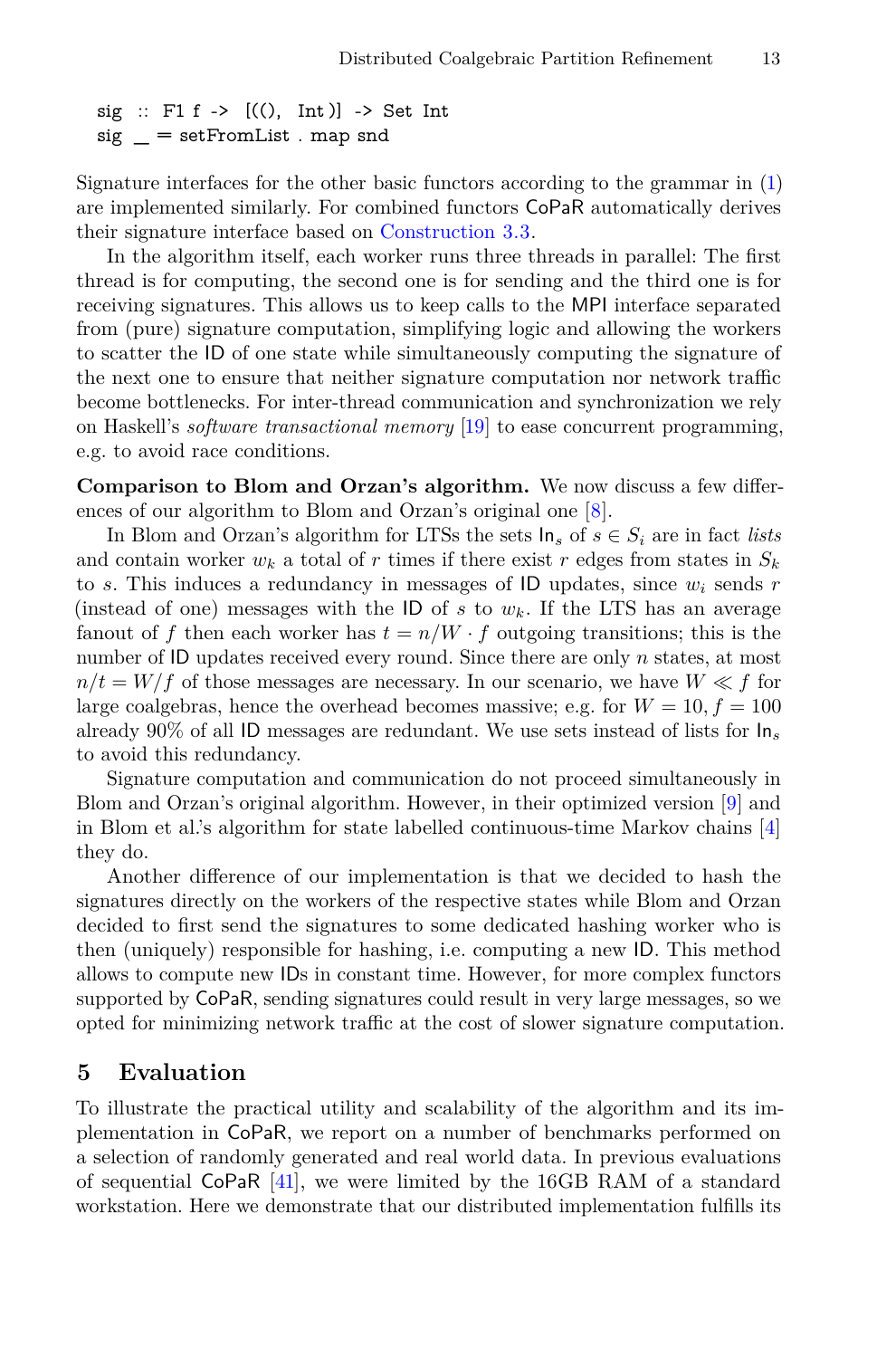```
sig :: F1 f -> [((), Int)] -> Set Int
sig _ = setFromList . map snd
```

Signature interfaces for the other basic functors according to the grammar in (1) are implemented similarly. For combined functors CoPaR automatically derives their signature interface based on Construction 3.3.

In the algorithm itself, each worker runs three threads in parallel: The first thread is for computing, the second one is for sending and the third one is for receiving signatures. This allows us to keep calls to the MPI interface separated from (pure) signature computation, simplifying logic and allowing the workers to scatter the ID of one state while simultaneously computing the signature of the next one to ensure that neither signature computation nor network traffic become bottlenecks. For inter-thread communication and synchronization we rely on Haskell's *software transactional memory* [19] to ease concurrent programming, e.g. to avoid race conditions.

**Comparison to Blom and Orzan's algorithm.** We now discuss a few differences of our algorithm to Blom and Orzan's original one [8].

In Blom and Orzan's algorithm for LTSs the sets $\mathsf{In}_s$ of $s \in S_i$ are in fact *lists* and contain worker $w_k$ a total of $r$ times if there exist $r$ edges from states in $S_k$ to $s$. This induces a redundancy in messages of ID updates, since $w_i$ sends $r$ (instead of one) messages with the ID of $s$ to $w_k$. If the LTS has an average fanout of $f$ then each worker has $t = n/W \cdot f$ outgoing transitions; this is the number of ID updates received every round. Since there are only $n$ states, at most $n/t = W/f$ of those messages are necessary. In our scenario, we have $W \ll f$ for large coalgebras, hence the overhead becomes massive; e.g. for $W = 10, f = 100$ already 90% of all ID messages are redundant. We use sets instead of lists for $\mathsf{In}_s$ to avoid this redundancy.

Signature computation and communication do not proceed simultaneously in Blom and Orzan's original algorithm. However, in their optimized version [9] and in Blom et al.'s algorithm for state labelled continuous-time Markov chains [4] they do.

Another difference of our implementation is that we decided to hash the signatures directly on the workers of the respective states while Blom and Orzan decided to first send the signatures to some dedicated hashing worker who is then (uniquely) responsible for hashing, i.e. computing a new ID. This method allows to compute new IDs in constant time. However, for more complex functors supported by CoPaR, sending signatures could result in very large messages, so we opted for minimizing network traffic at the cost of slower signature computation.

## 5 Evaluation

To illustrate the practical utility and scalability of the algorithm and its implementation in CoPaR, we report on a number of benchmarks performed on a selection of randomly generated and real world data. In previous evaluations of sequential CoPaR [41], we were limited by the 16GB RAM of a standard workstation. Here we demonstrate that our distributed implementation fulfills its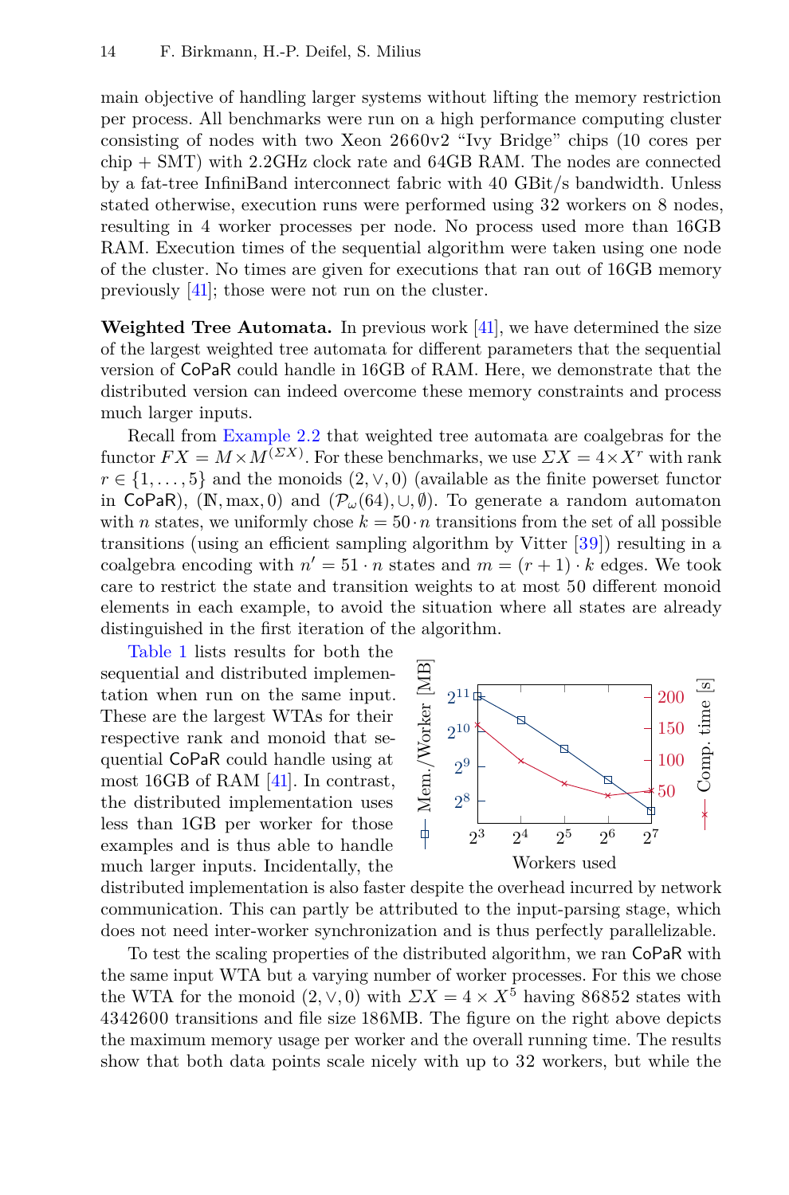main objective of handling larger systems without lifting the memory restriction per process. All benchmarks were run on a high performance computing cluster consisting of nodes with two Xeon 2660v2 "Ivy Bridge" chips (10 cores per chip + SMT) with 2.2GHz clock rate and 64GB RAM. The nodes are connected by a fat-tree InfiniBand interconnect fabric with 40 GBit/s bandwidth. Unless stated otherwise, execution runs were performed using 32 workers on 8 nodes, resulting in 4 worker processes per node. No process used more than 16GB RAM. Execution times of the sequential algorithm were taken using one node of the cluster. No times are given for executions that ran out of 16GB memory previously [41]; those were not run on the cluster.

**Weighted Tree Automata.** In previous work [41], we have determined the size of the largest weighted tree automata for different parameters that the sequential version of CoPaR could handle in 16GB of RAM. Here, we demonstrate that the distributed version can indeed overcome these memory constraints and process much larger inputs.

Recall from Example 2.2 that weighted tree automata are coalgebras for the functor $FX = M \times M^{(\Sigma X)}$. For these benchmarks, we use $\Sigma X = 4 \times X^r$ with rank $r \in \{1, \dots, 5\}$ and the monoids $(2, \vee, 0)$ (available as the finite powerset functor in CoPaR), $(\mathbb{N}, \max, 0)$ and $(\mathcal{P}_\omega(64), \cup, \emptyset)$. To generate a random automaton with $n$ states, we uniformly chose $k = 50 \cdot n$ transitions from the set of all possible transitions (using an efficient sampling algorithm by Vitter [39]) resulting in a coalgebra encoding with $n' = 51 \cdot n$ states and $m = (r + 1) \cdot k$ edges. We took care to restrict the state and transition weights to at most 50 different monoid elements in each example, to avoid the situation where all states are already distinguished in the first iteration of the algorithm.

Table 1 lists results for both the sequential and distributed implementation when run on the same input. These are the largest WTAs for their respective rank and monoid that sequential CoPaR could handle using at most 16GB of RAM [41]. In contrast, the distributed implementation uses less than 1GB per worker for those examples and is thus able to handle much larger inputs. Incidentally, the distributed implementation is also faster despite the overhead incurred by network communication. This can partly be attributed to the input-parsing stage, which does not need inter-worker synchronization and is thus perfectly parallelizable.

To test the scaling properties of the distributed algorithm, we ran CoPaR with the same input WTA but a varying number of worker processes. For this we chose the WTA for the monoid $(2, \vee, 0)$ with $\Sigma X = 4 \times X^5$ having 86852 states with 4342600 transitions and file size 186MB. The figure on the right above depicts the maximum memory usage per worker and the overall running time. The results show that both data points scale nicely with up to 32 workers, but while the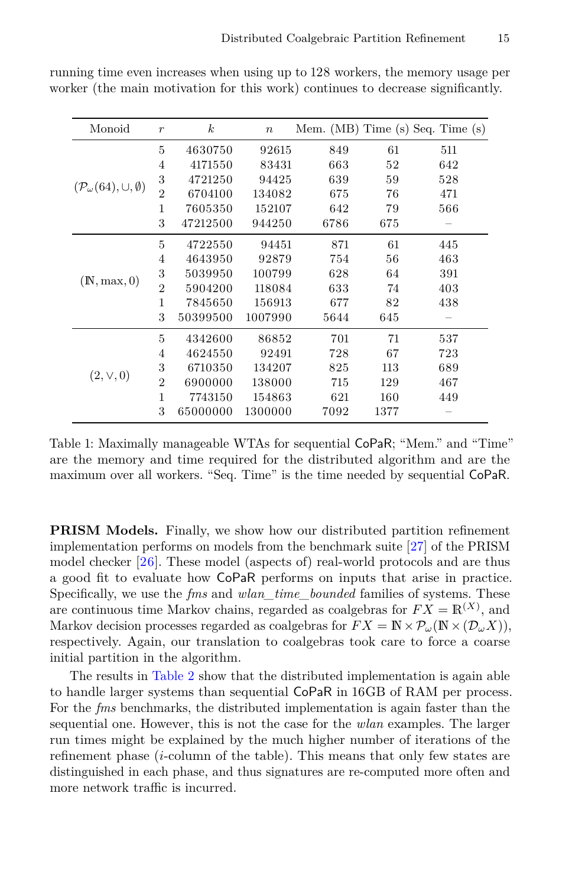running time even increases when using up to 128 workers, the memory usage per worker (the main motivation for this work) continues to decrease significantly.

| Monoid | $r$ | $k$ | $n$ | Mem. (MB) | Time (s) | Seq. Time (s) |
|---|---|---|---|---|---|---|
| $(\mathcal{P}_\omega(64), \cup, \emptyset)$ | 5 | 4630750 | 92615 | 849 | 61 | 511 |
| | 4 | 4171550 | 83431 | 663 | 52 | 642 |
| | 3 | 4721250 | 94425 | 639 | 59 | 528 |
| | 2 | 6704100 | 134082 | 675 | 76 | 471 |
| | 1 | 7605350 | 152107 | 642 | 79 | 566 |
| | 3 | 47212500 | 944250 | 6786 | 675 | – |
| $(\mathbb{N}, \max, 0)$ | 5 | 4722550 | 94451 | 871 | 61 | 445 |
| | 4 | 4643950 | 92879 | 754 | 56 | 463 |
| | 3 | 5039950 | 100799 | 628 | 64 | 391 |
| | 2 | 5904200 | 118084 | 633 | 74 | 403 |
| | 1 | 7845650 | 156913 | 677 | 82 | 438 |
| | 3 | 50399500 | 1007990 | 5644 | 645 | – |
| $(2, \vee, 0)$ | 5 | 4342600 | 86852 | 701 | 71 | 537 |
| | 4 | 4624550 | 92491 | 728 | 67 | 723 |
| | 3 | 6710350 | 134207 | 825 | 113 | 689 |
| | 2 | 6900000 | 138000 | 715 | 129 | 467 |
| | 1 | 7743150 | 154863 | 621 | 160 | 449 |
| | 3 | 65000000 | 1300000 | 7092 | 1377 | – |

Table 1: Maximally manageable WTAs for sequential CoPaR; "Mem." and "Time" are the memory and time required for the distributed algorithm and are the maximum over all workers. "Seq. Time" is the time needed by sequential CoPaR.

**PRISM Models.** Finally, we show how our distributed partition refinement implementation performs on models from the benchmark suite [27] of the PRISM model checker [26]. These model (aspects of) real-world protocols and are thus a good fit to evaluate how CoPaR performs on inputs that arise in practice. Specifically, we use the *fms* and *wlan_time_bounded* families of systems. These are continuous time Markov chains, regarded as coalgebras for $FX = \mathbb{R}^{(X)}$, and Markov decision processes regarded as coalgebras for $FX = \mathbb{N} \times \mathcal{P}_\omega(\mathbb{N} \times (\mathcal{D}_\omega X))$, respectively. Again, our translation to coalgebras took care to force a coarse initial partition in the algorithm.

The results in Table 2 show that the distributed implementation is again able to handle larger systems than sequential CoPaR in 16GB of RAM per process. For the *fms* benchmarks, the distributed implementation is again faster than the sequential one. However, this is not the case for the *wlan* examples. The larger run times might be explained by the much higher number of iterations of the refinement phase ($i$-column of the table). This means that only few states are distinguished in each phase, and thus signatures are re-computed more often and more network traffic is incurred.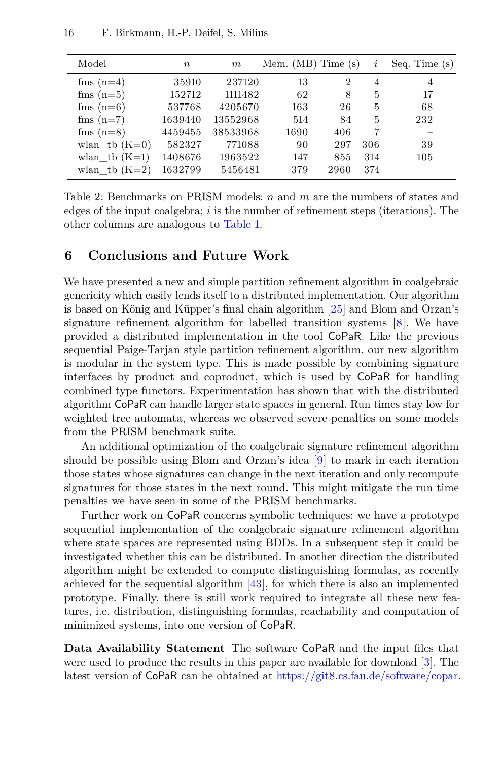| Model | $n$ | $m$ | Mem. (MB) | Time (s) | $i$ | Seq. Time (s) |
|---|---|---|---|---|---|---|
| fms (n=4) | 35910 | 237120 | 13 | 2 | 4 | 4 |
| fms (n=5) | 152712 | 1111482 | 62 | 8 | 5 | 17 |
| fms (n=6) | 537768 | 4205670 | 163 | 26 | 5 | 68 |
| fms (n=7) | 1639440 | 13552968 | 514 | 84 | 5 | 232 |
| fms (n=8) | 4459455 | 38533968 | 1690 | 406 | 7 | – |
| wlan_tb (K=0) | 582327 | 771088 | 90 | 297 | 306 | 39 |
| wlan_tb (K=1) | 1408676 | 1963522 | 147 | 855 | 314 | 105 |
| wlan_tb (K=2) | 1632799 | 5456481 | 379 | 2960 | 374 | – |

Table 2: Benchmarks on PRISM models: $n$ and $m$ are the numbers of states and edges of the input coalgebra; $i$ is the number of refinement steps (iterations). The other columns are analogous to Table 1.

## 6 Conclusions and Future Work

We have presented a new and simple partition refinement algorithm in coalgebraic genericity which easily lends itself to a distributed implementation. Our algorithm is based on König and Küpper's final chain algorithm [25] and Blom and Orzan's signature refinement algorithm for labelled transition systems [8]. We have provided a distributed implementation in the tool CoPaR. Like the previous sequential Paige-Tarjan style partition refinement algorithm, our new algorithm is modular in the system type. This is made possible by combining signature interfaces by product and coproduct, which is used by CoPaR for handling combined type functors. Experimentation has shown that with the distributed algorithm CoPaR can handle larger state spaces in general. Run times stay low for weighted tree automata, whereas we observed severe penalties on some models from the PRISM benchmark suite.

An additional optimization of the coalgebraic signature refinement algorithm should be possible using Blom and Orzan's idea [9] to mark in each iteration those states whose signatures can change in the next iteration and only recompute signatures for those states in the next round. This might mitigate the run time penalties we have seen in some of the PRISM benchmarks.

Further work on CoPaR concerns symbolic techniques: we have a prototype sequential implementation of the coalgebraic signature refinement algorithm where state spaces are represented using BDDs. In a subsequent step it could be investigated whether this can be distributed. In another direction the distributed algorithm might be extended to compute distinguishing formulas, as recently achieved for the sequential algorithm [43], for which there is also an implemented prototype. Finally, there is still work required to integrate all these new features, i.e. distribution, distinguishing formulas, reachability and computation of minimized systems, into one version of CoPaR.

**Data Availability Statement** The software CoPaR and the input files that were used to produce the results in this paper are available for download [3]. The latest version of CoPaR can be obtained at https://git8.cs.fau.de/software/copar.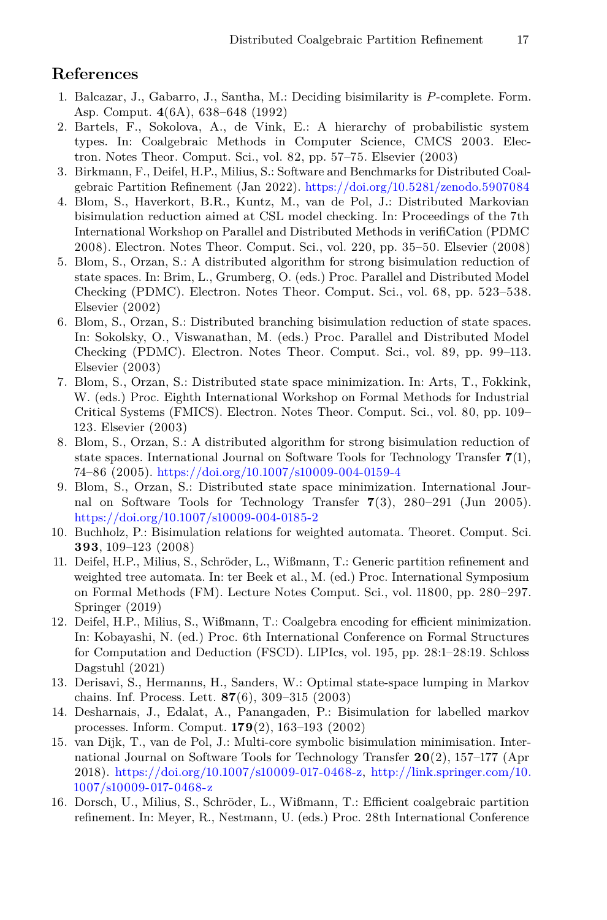## References

1. Balcazar, J., Gabarro, J., Santha, M.: Deciding bisimilarity is *P*-complete. Form. Asp. Comput. **4**(6A), 638–648 (1992)
2. Bartels, F., Sokolova, A., de Vink, E.: A hierarchy of probabilistic system types. In: Coalgebraic Methods in Computer Science, CMCS 2003. Electron. Notes Theor. Comput. Sci., vol. 82, pp. 57–75. Elsevier (2003)
3. Birkmann, F., Deifel, H.P., Milius, S.: Software and Benchmarks for Distributed Coalgebraic Partition Refinement (Jan 2022). https://doi.org/10.5281/zenodo.5907084
4. Blom, S., Haverkort, B.R., Kuntz, M., van de Pol, J.: Distributed Markovian bisimulation reduction aimed at CSL model checking. In: Proceedings of the 7th International Workshop on Parallel and Distributed Methods in verifiCation (PDMC 2008). Electron. Notes Theor. Comput. Sci., vol. 220, pp. 35–50. Elsevier (2008)
5. Blom, S., Orzan, S.: A distributed algorithm for strong bisimulation reduction of state spaces. In: Brim, L., Grumberg, O. (eds.) Proc. Parallel and Distributed Model Checking (PDMC). Electron. Notes Theor. Comput. Sci., vol. 68, pp. 523–538. Elsevier (2002)
6. Blom, S., Orzan, S.: Distributed branching bisimulation reduction of state spaces. In: Sokolsky, O., Viswanathan, M. (eds.) Proc. Parallel and Distributed Model Checking (PDMC). Electron. Notes Theor. Comput. Sci., vol. 89, pp. 99–113. Elsevier (2003)
7. Blom, S., Orzan, S.: Distributed state space minimization. In: Arts, T., Fokkink, W. (eds.) Proc. Eighth International Workshop on Formal Methods for Industrial Critical Systems (FMICS). Electron. Notes Theor. Comput. Sci., vol. 80, pp. 109–123. Elsevier (2003)
8. Blom, S., Orzan, S.: A distributed algorithm for strong bisimulation reduction of state spaces. International Journal on Software Tools for Technology Transfer **7**(1), 74–86 (2005). https://doi.org/10.1007/s10009-004-0159-4
9. Blom, S., Orzan, S.: Distributed state space minimization. International Journal on Software Tools for Technology Transfer **7**(3), 280–291 (Jun 2005). https://doi.org/10.1007/s10009-004-0185-2
10. Buchholz, P.: Bisimulation relations for weighted automata. Theoret. Comput. Sci. **393**, 109–123 (2008)
11. Deifel, H.P., Milius, S., Schröder, L., Wißmann, T.: Generic partition refinement and weighted tree automata. In: ter Beek et al., M. (ed.) Proc. International Symposium on Formal Methods (FM). Lecture Notes Comput. Sci., vol. 11800, pp. 280–297. Springer (2019)
12. Deifel, H.P., Milius, S., Wißmann, T.: Coalgebra encoding for efficient minimization. In: Kobayashi, N. (ed.) Proc. 6th International Conference on Formal Structures for Computation and Deduction (FSCD). LIPIcs, vol. 195, pp. 28:1–28:19. Schloss Dagstuhl (2021)
13. Derisavi, S., Hermanns, H., Sanders, W.: Optimal state-space lumping in Markov chains. Inf. Process. Lett. **87**(6), 309–315 (2003)
14. Desharnais, J., Edalat, A., Panangaden, P.: Bisimulation for labelled markov processes. Inform. Comput. **179**(2), 163–193 (2002)
15. van Dijk, T., van de Pol, J.: Multi-core symbolic bisimulation minimisation. International Journal on Software Tools for Technology Transfer **20**(2), 157–177 (Apr 2018). https://doi.org/10.1007/s10009-017-0468-z, http://link.springer.com/10.1007/s10009-017-0468-z
16. Dorsch, U., Milius, S., Schröder, L., Wißmann, T.: Efficient coalgebraic partition refinement. In: Meyer, R., Nestmann, U. (eds.) Proc. 28th International Conference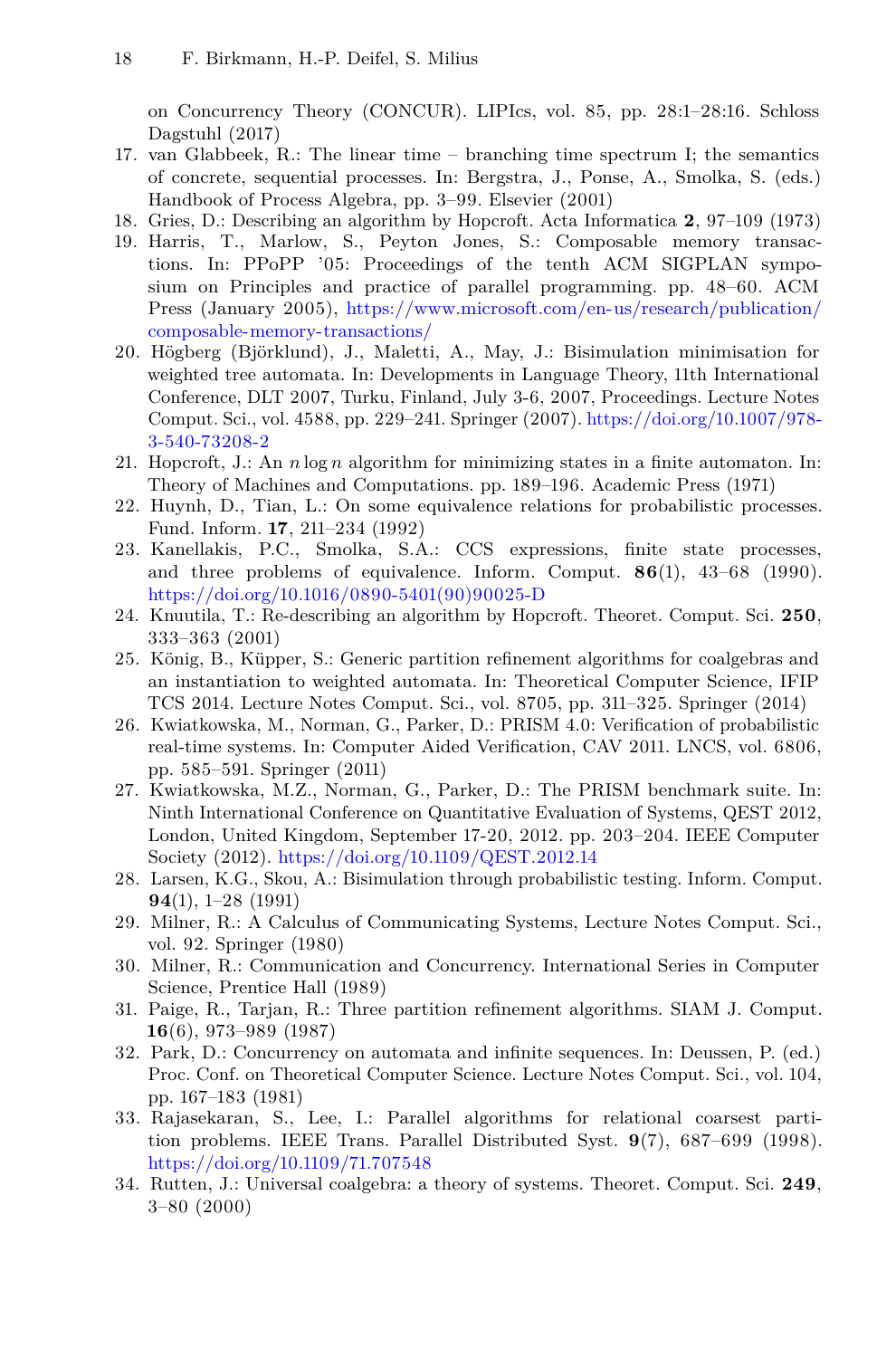on Concurrency Theory (CONCUR). LIPIcs, vol. 85, pp. 28:1–28:16. Schloss Dagstuhl (2017)

17. van Glabbeek, R.: The linear time – branching time spectrum I; the semantics of concrete, sequential processes. In: Bergstra, J., Ponse, A., Smolka, S. (eds.) Handbook of Process Algebra, pp. 3–99. Elsevier (2001)
18. Gries, D.: Describing an algorithm by Hopcroft. Acta Informatica **2**, 97–109 (1973)
19. Harris, T., Marlow, S., Peyton Jones, S.: Composable memory transactions. In: PPoPP '05: Proceedings of the tenth ACM SIGPLAN symposium on Principles and practice of parallel programming. pp. 48–60. ACM Press (January 2005), https://www.microsoft.com/en-us/research/publication/composable-memory-transactions/
20. Högberg (Björklund), J., Maletti, A., May, J.: Bisimulation minimisation for weighted tree automata. In: Developments in Language Theory, 11th International Conference, DLT 2007, Turku, Finland, July 3-6, 2007, Proceedings. Lecture Notes Comput. Sci., vol. 4588, pp. 229–241. Springer (2007). https://doi.org/10.1007/978-3-540-73208-2
21. Hopcroft, J.: An $n \log n$ algorithm for minimizing states in a finite automaton. In: Theory of Machines and Computations. pp. 189–196. Academic Press (1971)
22. Huynh, D., Tian, L.: On some equivalence relations for probabilistic processes. Fund. Inform. **17**, 211–234 (1992)
23. Kanellakis, P.C., Smolka, S.A.: CCS expressions, finite state processes, and three problems of equivalence. Inform. Comput. **86**(1), 43–68 (1990). https://doi.org/10.1016/0890-5401(90)90025-D
24. Knuutila, T.: Re-describing an algorithm by Hopcroft. Theoret. Comput. Sci. **250**, 333–363 (2001)
25. König, B., Küpper, S.: Generic partition refinement algorithms for coalgebras and an instantiation to weighted automata. In: Theoretical Computer Science, IFIP TCS 2014. Lecture Notes Comput. Sci., vol. 8705, pp. 311–325. Springer (2014)
26. Kwiatkowska, M., Norman, G., Parker, D.: PRISM 4.0: Verification of probabilistic real-time systems. In: Computer Aided Verification, CAV 2011. LNCS, vol. 6806, pp. 585–591. Springer (2011)
27. Kwiatkowska, M.Z., Norman, G., Parker, D.: The PRISM benchmark suite. In: Ninth International Conference on Quantitative Evaluation of Systems, QEST 2012, London, United Kingdom, September 17-20, 2012. pp. 203–204. IEEE Computer Society (2012). https://doi.org/10.1109/QEST.2012.14
28. Larsen, K.G., Skou, A.: Bisimulation through probabilistic testing. Inform. Comput. **94**(1), 1–28 (1991)
29. Milner, R.: A Calculus of Communicating Systems, Lecture Notes Comput. Sci., vol. 92. Springer (1980)
30. Milner, R.: Communication and Concurrency. International Series in Computer Science, Prentice Hall (1989)
31. Paige, R., Tarjan, R.: Three partition refinement algorithms. SIAM J. Comput. **16**(6), 973–989 (1987)
32. Park, D.: Concurrency on automata and infinite sequences. In: Deussen, P. (ed.) Proc. Conf. on Theoretical Computer Science. Lecture Notes Comput. Sci., vol. 104, pp. 167–183 (1981)
33. Rajasekaran, S., Lee, I.: Parallel algorithms for relational coarsest partition problems. IEEE Trans. Parallel Distributed Syst. **9**(7), 687–699 (1998). https://doi.org/10.1109/71.707548
34. Rutten, J.: Universal coalgebra: a theory of systems. Theoret. Comput. Sci. **249**, 3–80 (2000)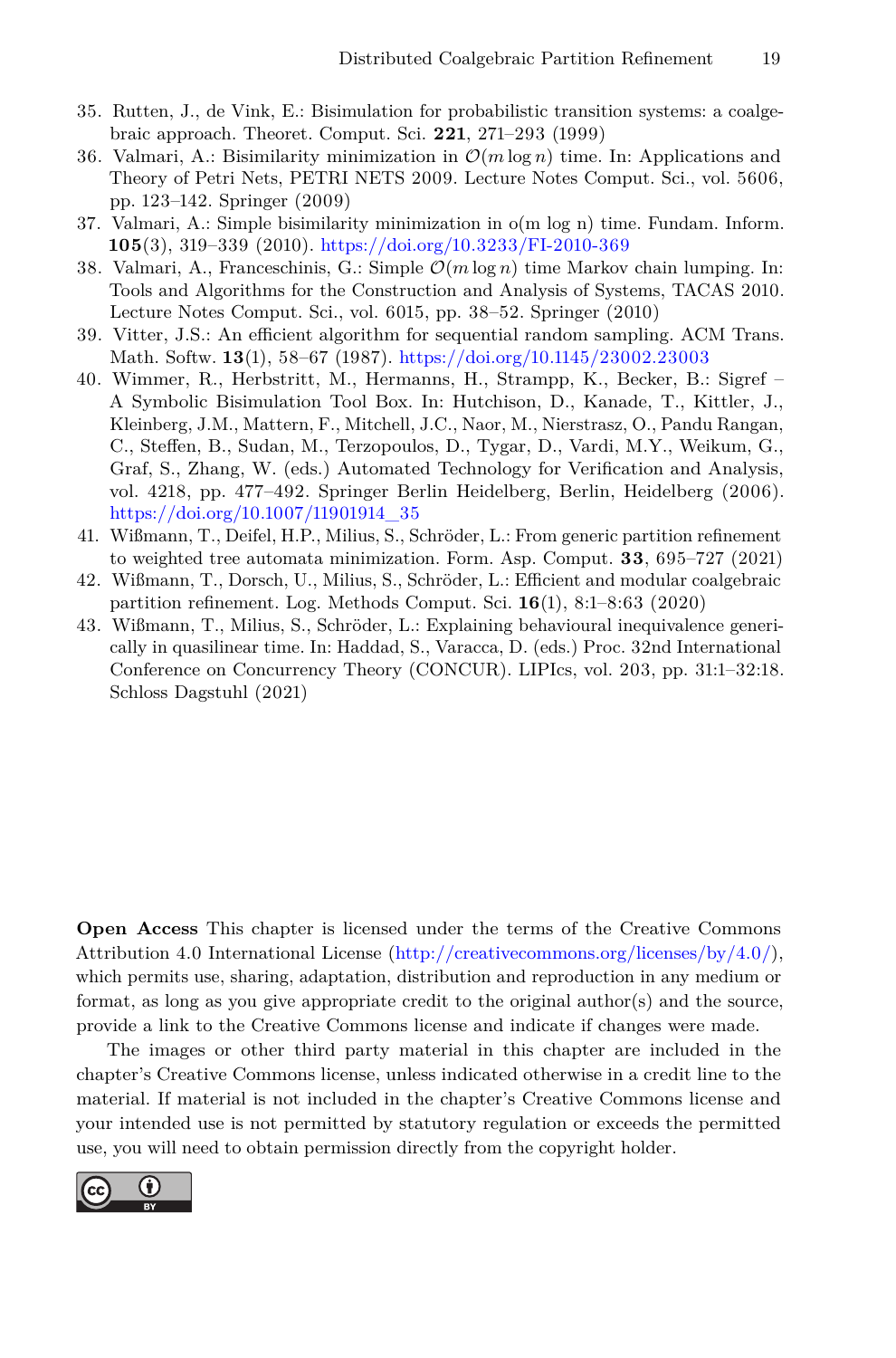35. Rutten, J., de Vink, E.: Bisimulation for probabilistic transition systems: a coalgebraic approach. Theoret. Comput. Sci. **221**, 271–293 (1999)
36. Valmari, A.: Bisimilarity minimization in $\mathcal{O}(m \log n)$ time. In: Applications and Theory of Petri Nets, PETRI NETS 2009. Lecture Notes Comput. Sci., vol. 5606, pp. 123–142. Springer (2009)
37. Valmari, A.: Simple bisimilarity minimization in o(m log n) time. Fundam. Inform. **105**(3), 319–339 (2010). https://doi.org/10.3233/FI-2010-369
38. Valmari, A., Franceschinis, G.: Simple $\mathcal{O}(m \log n)$ time Markov chain lumping. In: Tools and Algorithms for the Construction and Analysis of Systems, TACAS 2010. Lecture Notes Comput. Sci., vol. 6015, pp. 38–52. Springer (2010)
39. Vitter, J.S.: An efficient algorithm for sequential random sampling. ACM Trans. Math. Softw. **13**(1), 58–67 (1987). https://doi.org/10.1145/23002.23003
40. Wimmer, R., Herbstritt, M., Hermanns, H., Strampp, K., Becker, B.: Sigref – A Symbolic Bisimulation Tool Box. In: Hutchison, D., Kanade, T., Kittler, J., Kleinberg, J.M., Mattern, F., Mitchell, J.C., Naor, M., Nierstrasz, O., Pandu Rangan, C., Steffen, B., Sudan, M., Terzopoulos, D., Tygar, D., Vardi, M.Y., Weikum, G., Graf, S., Zhang, W. (eds.) Automated Technology for Verification and Analysis, vol. 4218, pp. 477–492. Springer Berlin Heidelberg, Berlin, Heidelberg (2006). https://doi.org/10.1007/11901914_35
41. Wißmann, T., Deifel, H.P., Milius, S., Schröder, L.: From generic partition refinement to weighted tree automata minimization. Form. Asp. Comput. **33**, 695–727 (2021)
42. Wißmann, T., Dorsch, U., Milius, S., Schröder, L.: Efficient and modular coalgebraic partition refinement. Log. Methods Comput. Sci. **16**(1), 8:1–8:63 (2020)
43. Wißmann, T., Milius, S., Schröder, L.: Explaining behavioural inequivalence generically in quasilinear time. In: Haddad, S., Varacca, D. (eds.) Proc. 32nd International Conference on Concurrency Theory (CONCUR). LIPIcs, vol. 203, pp. 31:1–32:18. Schloss Dagstuhl (2021)

**Open Access** This chapter is licensed under the terms of the Creative Commons Attribution 4.0 International License (http://creativecommons.org/licenses/by/4.0/), which permits use, sharing, adaptation, distribution and reproduction in any medium or format, as long as you give appropriate credit to the original author(s) and the source, provide a link to the Creative Commons license and indicate if changes were made.

The images or other third party material in this chapter are included in the chapter's Creative Commons license, unless indicated otherwise in a credit line to the material. If material is not included in the chapter's Creative Commons license and your intended use is not permitted by statutory regulation or exceeds the permitted use, you will need to obtain permission directly from the copyright holder.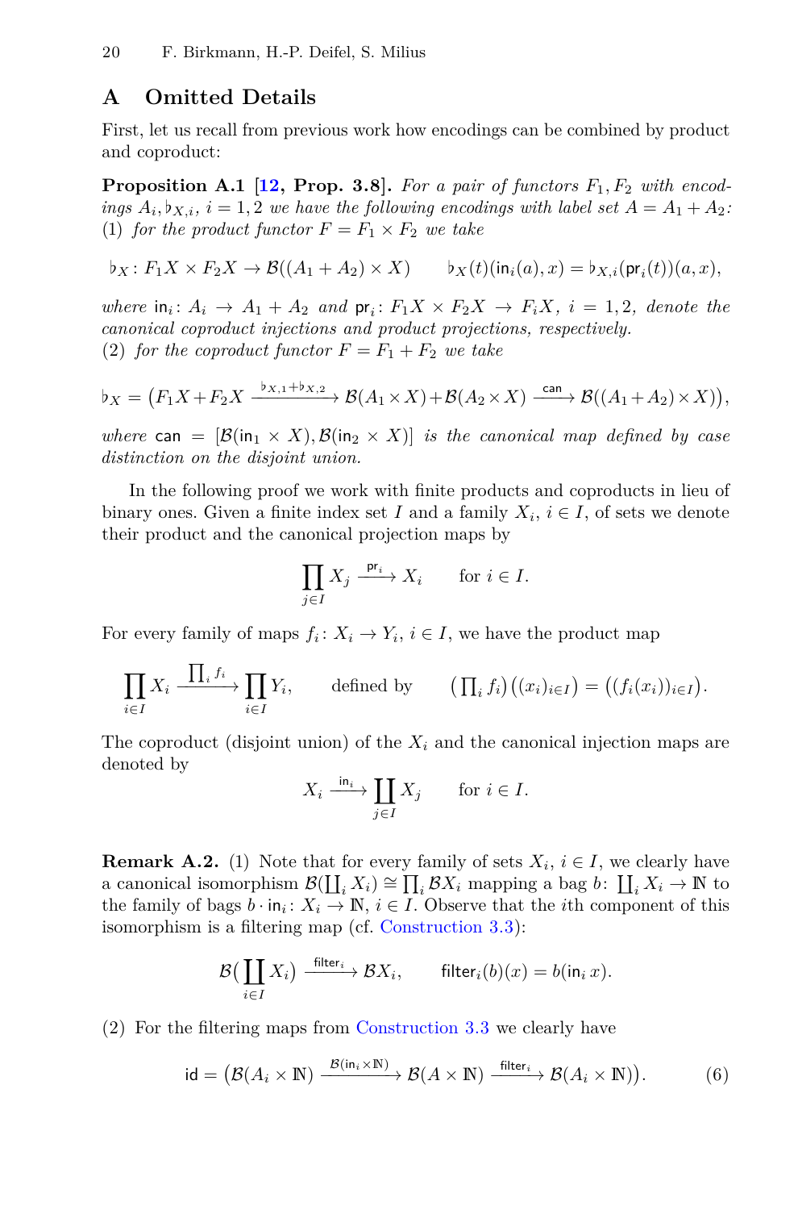## A Omitted Details

First, let us recall from previous work how encodings can be combined by product and coproduct:

**Proposition A.1** [12, **Prop. 3.8**]. *For a pair of functors $F_1, F_2$ with encodings $A_i, \flat_{X,i}$, $i = 1, 2$ we have the following encodings with label set $A = A_1 + A_2$:*
(1) *for the product functor $F = F_1 \times F_2$ we take*

$$\flat_X \colon F_1X \times F_2X \to \mathcal{B}((A_1 + A_2) \times X) \qquad \flat_X(t)(\mathsf{in}_i(a), x) = \flat_{X,i}(\mathsf{pr}_i(t))(a, x),$$

*where $\mathsf{in}_i \colon A_i \to A_1 + A_2$ and $\mathsf{pr}_i \colon F_1X \times F_2X \to F_iX$, $i = 1, 2$, denote the canonical coproduct injections and product projections, respectively.*
(2) *for the coproduct functor $F = F_1 + F_2$ we take*

$$\flat_X = \big(F_1X + F_2X \xrightarrow{\flat_{X,1} + \flat_{X,2}} \mathcal{B}(A_1 \times X) + \mathcal{B}(A_2 \times X) \xrightarrow{\mathsf{can}} \mathcal{B}((A_1 + A_2) \times X)\big),$$

*where $\mathsf{can} = [\mathcal{B}(\mathsf{in}_1 \times X), \mathcal{B}(\mathsf{in}_2 \times X)]$ is the canonical map defined by case distinction on the disjoint union.*

In the following proof we work with finite products and coproducts in lieu of binary ones. Given a finite index set $I$ and a family $X_i$, $i \in I$, of sets we denote their product and the canonical projection maps by

$$\prod_{j \in I} X_j \xrightarrow{\mathsf{pr}_i} X_i \qquad \text{for } i \in I.$$

For every family of maps $f_i \colon X_i \to Y_i$, $i \in I$, we have the product map

$$\prod_{i \in I} X_i \xrightarrow{\prod_i f_i} \prod_{i \in I} Y_i, \qquad \text{defined by} \qquad \big(\textstyle\prod_i f_i\big)\big((x_i)_{i \in I}\big) = \big((f_i(x_i))_{i \in I}\big).$$

The coproduct (disjoint union) of the $X_i$ and the canonical injection maps are denoted by

$$X_i \xrightarrow{\mathsf{in}_i} \coprod_{j \in I} X_j \qquad \text{for } i \in I.$$

**Remark A.2.** (1) Note that for every family of sets $X_i$, $i \in I$, we clearly have a canonical isomorphism $\mathcal{B}(\coprod_i X_i) \cong \prod_i \mathcal{B}X_i$ mapping a bag $b \colon \coprod_i X_i \to \mathbb{N}$ to the family of bags $b \cdot \mathsf{in}_i \colon X_i \to \mathbb{N}$, $i \in I$. Observe that the $i$th component of this isomorphism is a filtering map (cf. Construction 3.3):

$$\mathcal{B}\big(\coprod_{i \in I} X_i\big) \xrightarrow{\mathsf{filter}_i} \mathcal{B}X_i, \qquad \mathsf{filter}_i(b)(x) = b(\mathsf{in}_i\, x).$$

(2) For the filtering maps from Construction 3.3 we clearly have

$$\mathsf{id} = \big(\mathcal{B}(A_i \times \mathbb{N}) \xrightarrow{\mathcal{B}(\mathsf{in}_i \times \mathbb{N})} \mathcal{B}(A \times \mathbb{N}) \xrightarrow{\mathsf{filter}_i} \mathcal{B}(A_i \times \mathbb{N})\big). \tag{6}$$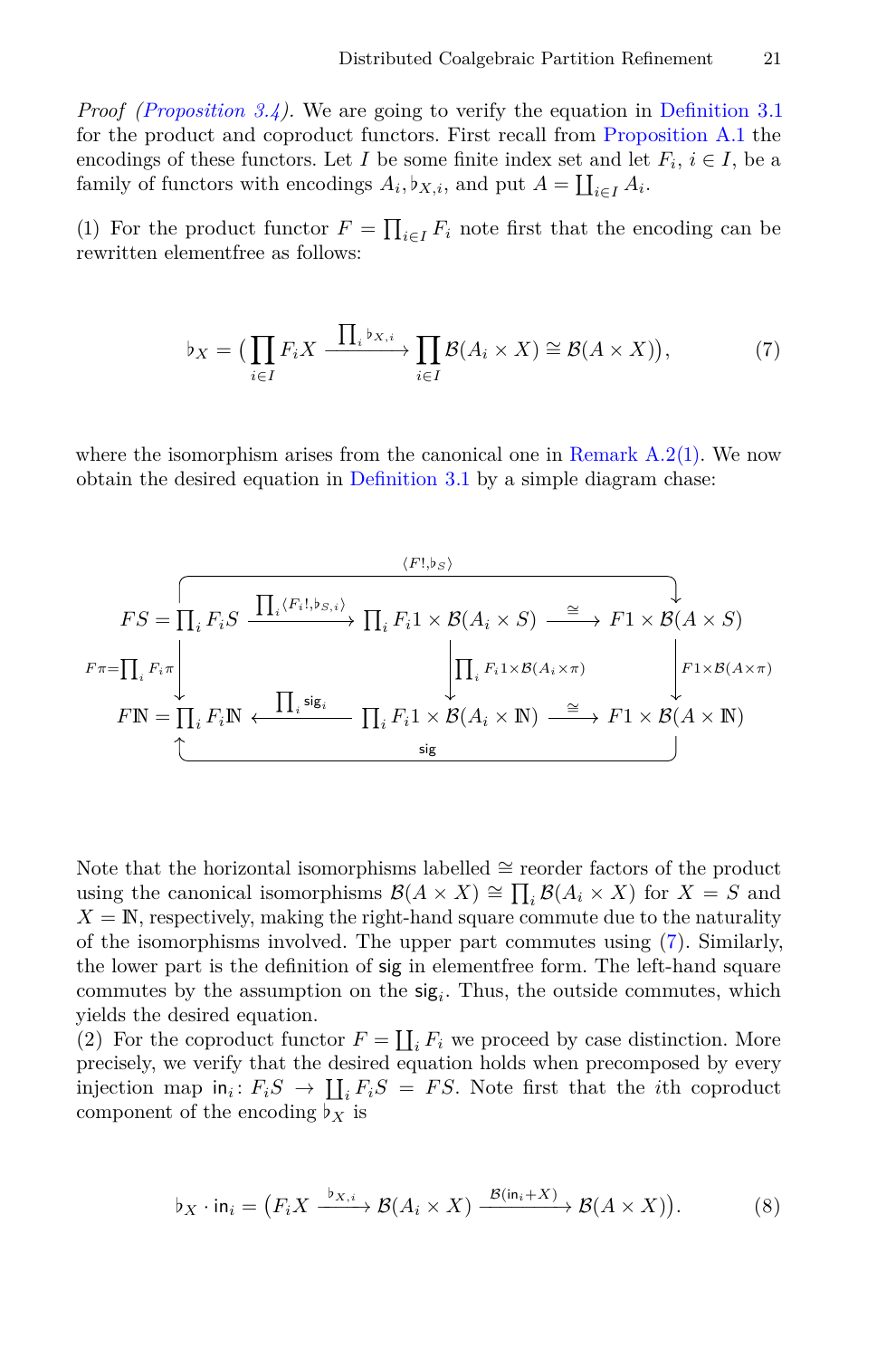*Proof (Proposition 3.4).* We are going to verify the equation in Definition 3.1 for the product and coproduct functors. First recall from Proposition A.1 the encodings of these functors. Let $I$ be some finite index set and let $F_i$, $i \in I$, be a family of functors with encodings $A_i, \flat_{X,i}$, and put $A = \coprod_{i \in I} A_i$.

(1) For the product functor $F = \prod_{i \in I} F_i$ note first that the encoding can be rewritten elementfree as follows:

$$\flat_X = \Big(\prod_{i \in I} F_i X \xrightarrow{\prod_i \flat_{X,i}} \prod_{i \in I} \mathcal{B}(A_i \times X) \cong \mathcal{B}(A \times X)\Big), \tag{7}$$

where the isomorphism arises from the canonical one in Remark A.2(1). We now obtain the desired equation in Definition 3.1 by a simple diagram chase:

$$\begin{array}{ccccc}
FS = \prod_i F_i S & \xrightarrow{\prod_i \langle F_i !, \flat_{S,i} \rangle} & \prod_i F_i 1 \times \mathcal{B}(A_i \times S) & \xrightarrow{\cong} & F1 \times \mathcal{B}(A \times S) \\
\downarrow {\scriptstyle F\pi = \prod_i F_i \pi} & & \downarrow {\scriptstyle \prod_i F_i 1 \times \mathcal{B}(A_i \times \pi)} & & \downarrow {\scriptstyle F1 \times \mathcal{B}(A \times \pi)} \\
F\mathbb{N} = \prod_i F_i \mathbb{N} & \xleftarrow{\prod_i \mathsf{sig}_i} & \prod_i F_i 1 \times \mathcal{B}(A_i \times \mathbb{N}) & \xrightarrow{\cong} & F1 \times \mathcal{B}(A \times \mathbb{N})
\end{array}$$

(with an outer arrow $\langle F!, \flat_S \rangle : FS \to F1 \times \mathcal{B}(A \times S)$ on top and an outer arrow $\mathsf{sig} : F1 \times \mathcal{B}(A \times \mathbb{N}) \to F\mathbb{N}$ on the bottom)

Note that the horizontal isomorphisms labelled $\cong$ reorder factors of the product using the canonical isomorphisms $\mathcal{B}(A \times X) \cong \prod_i \mathcal{B}(A_i \times X)$ for $X = S$ and $X = \mathbb{N}$, respectively, making the right-hand square commute due to the naturality of the isomorphisms involved. The upper part commutes using (7). Similarly, the lower part is the definition of $\mathsf{sig}$ in elementfree form. The left-hand square commutes by the assumption on the $\mathsf{sig}_i$. Thus, the outside commutes, which yields the desired equation.

(2) For the coproduct functor $F = \coprod_i F_i$ we proceed by case distinction. More precisely, we verify that the desired equation holds when precomposed by every injection map $\mathsf{in}_i \colon F_i S \to \coprod_i F_i S = FS$. Note first that the $i$th coproduct component of the encoding $\flat_X$ is

$$\flat_X \cdot \mathsf{in}_i = \big(F_i X \xrightarrow{\flat_{X,i}} \mathcal{B}(A_i \times X) \xrightarrow{\mathcal{B}(\mathsf{in}_i + X)} \mathcal{B}(A \times X)\big). \tag{8}$$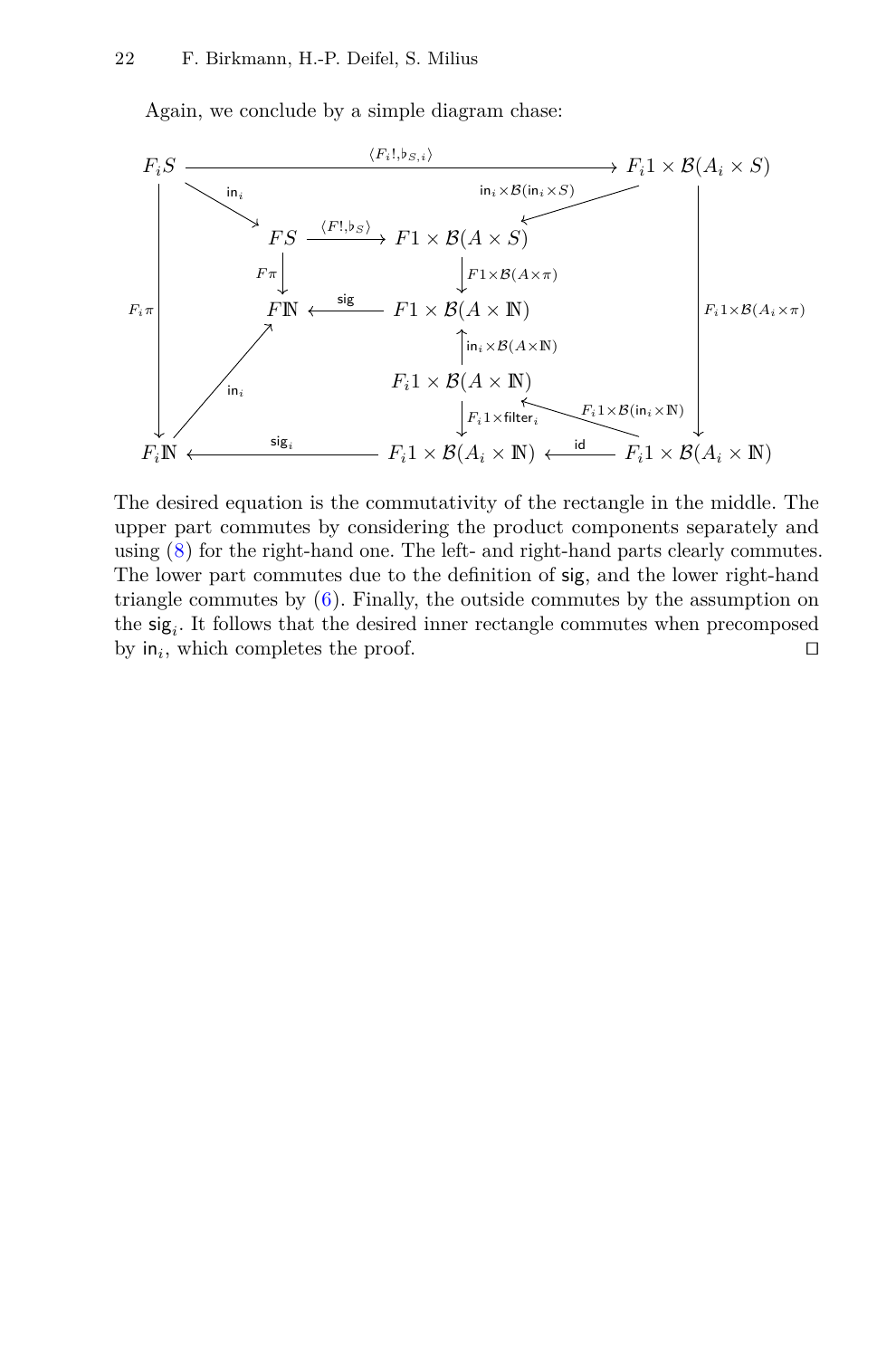Again, we conclude by a simple diagram chase:

$$
\begin{array}{ccccccc}
F_i S & & & \xrightarrow{\langle F_i!, \flat_{S,i}\rangle} & & & F_i 1 \times \mathcal{B}(A_i \times S) \\
& \searrow^{\mathsf{in}_i} & & & & \swarrow_{\mathsf{in}_i \times \mathcal{B}(\mathsf{in}_i \times S)} & \\
& & FS & \xrightarrow{\langle F!, \flat_S\rangle} & F1 \times \mathcal{B}(A \times S) & & \\
{\scriptstyle F_i\pi}\downarrow & & {\scriptstyle F\pi}\downarrow & & \downarrow{\scriptstyle F1 \times \mathcal{B}(A \times \pi)} & & \downarrow{\scriptstyle F_i 1 \times \mathcal{B}(A_i \times \pi)} \\
& & F\mathbb{N} & \xleftarrow{\mathsf{sig}} & F1 \times \mathcal{B}(A \times \mathbb{N}) & & \\
& & & & \uparrow{\scriptstyle \mathsf{in}_i \times \mathcal{B}(A \times \mathbb{N})} & & \\
& \nearrow^{\mathsf{in}_i} & & & F_i 1 \times \mathcal{B}(A \times \mathbb{N}) & \nwarrow^{F_i 1 \times \mathcal{B}(\mathsf{in}_i \times \mathbb{N})} & \\
& & & & \downarrow{\scriptstyle F_i 1 \times \mathsf{filter}_i} & & \\
F_i \mathbb{N} & & \xleftarrow{\mathsf{sig}_i} & & F_i 1 \times \mathcal{B}(A_i \times \mathbb{N}) & \xleftarrow{\mathsf{id}} & F_i 1 \times \mathcal{B}(A_i \times \mathbb{N})
\end{array}
$$

The desired equation is the commutativity of the rectangle in the middle. The upper part commutes by considering the product components separately and using (8) for the right-hand one. The left- and right-hand parts clearly commutes. The lower part commutes due to the definition of $\mathsf{sig}$, and the lower right-hand triangle commutes by (6). Finally, the outside commutes by the assumption on the $\mathsf{sig}_i$. It follows that the desired inner rectangle commutes when precomposed by $\mathsf{in}_i$, which completes the proof. $\square$